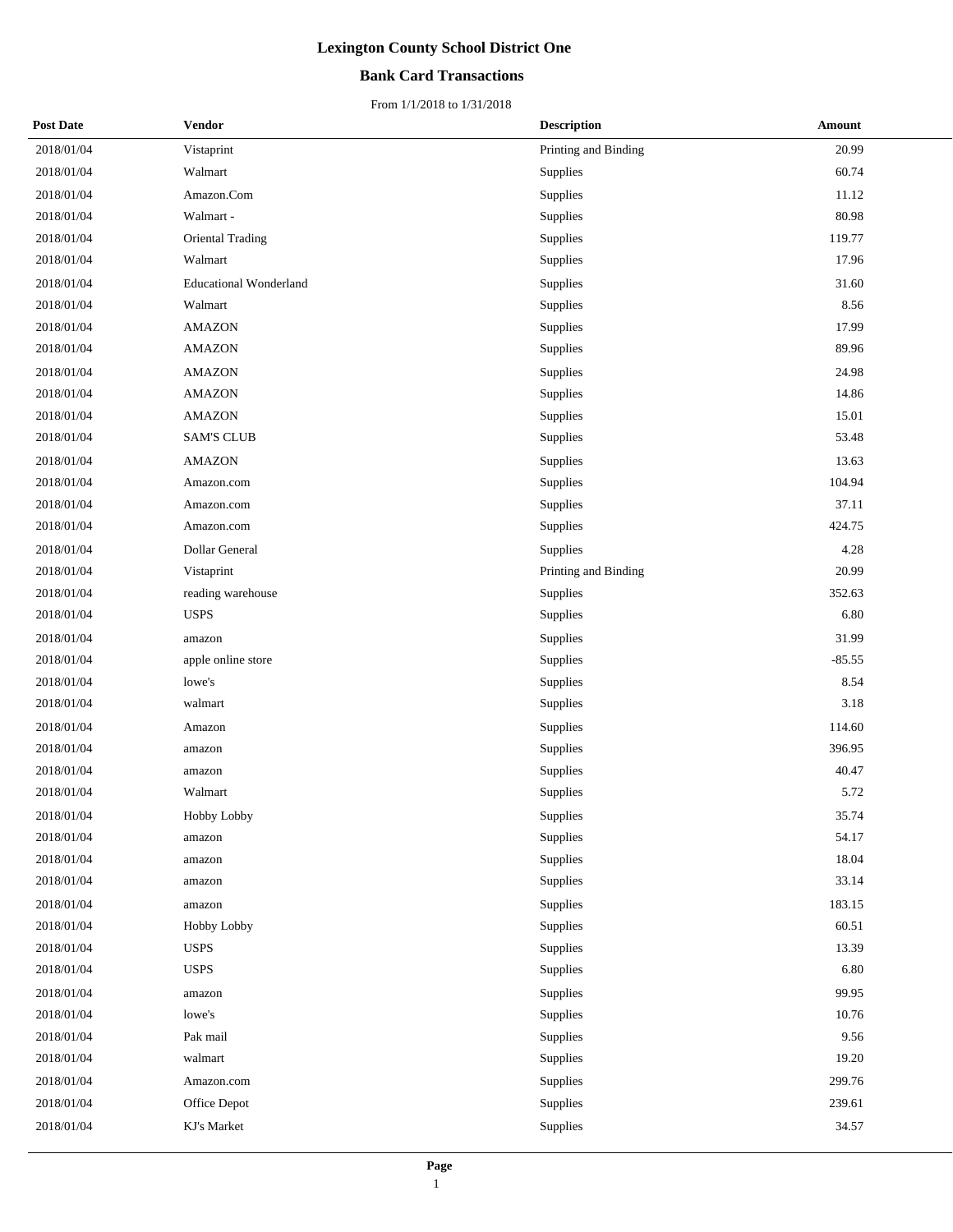# Lexington County School District One

## Bank Card Transactions

From 1/1/2018 to 1/31/2018

| Post Date | Vendor | Description | Amount |
|---|---|---|---|
| 2018/01/04 | Vistaprint | Printing and Binding | 20.99 |
| 2018/01/04 | Walmart | Supplies | 60.74 |
| 2018/01/04 | Amazon.Com | Supplies | 11.12 |
| 2018/01/04 | Walmart - | Supplies | 80.98 |
| 2018/01/04 | Oriental Trading | Supplies | 119.77 |
| 2018/01/04 | Walmart | Supplies | 17.96 |
| 2018/01/04 | Educational Wonderland | Supplies | 31.60 |
| 2018/01/04 | Walmart | Supplies | 8.56 |
| 2018/01/04 | AMAZON | Supplies | 17.99 |
| 2018/01/04 | AMAZON | Supplies | 89.96 |
| 2018/01/04 | AMAZON | Supplies | 24.98 |
| 2018/01/04 | AMAZON | Supplies | 14.86 |
| 2018/01/04 | AMAZON | Supplies | 15.01 |
| 2018/01/04 | SAM'S CLUB | Supplies | 53.48 |
| 2018/01/04 | AMAZON | Supplies | 13.63 |
| 2018/01/04 | Amazon.com | Supplies | 104.94 |
| 2018/01/04 | Amazon.com | Supplies | 37.11 |
| 2018/01/04 | Amazon.com | Supplies | 424.75 |
| 2018/01/04 | Dollar General | Supplies | 4.28 |
| 2018/01/04 | Vistaprint | Printing and Binding | 20.99 |
| 2018/01/04 | reading warehouse | Supplies | 352.63 |
| 2018/01/04 | USPS | Supplies | 6.80 |
| 2018/01/04 | amazon | Supplies | 31.99 |
| 2018/01/04 | apple online store | Supplies | -85.55 |
| 2018/01/04 | lowe's | Supplies | 8.54 |
| 2018/01/04 | walmart | Supplies | 3.18 |
| 2018/01/04 | Amazon | Supplies | 114.60 |
| 2018/01/04 | amazon | Supplies | 396.95 |
| 2018/01/04 | amazon | Supplies | 40.47 |
| 2018/01/04 | Walmart | Supplies | 5.72 |
| 2018/01/04 | Hobby Lobby | Supplies | 35.74 |
| 2018/01/04 | amazon | Supplies | 54.17 |
| 2018/01/04 | amazon | Supplies | 18.04 |
| 2018/01/04 | amazon | Supplies | 33.14 |
| 2018/01/04 | amazon | Supplies | 183.15 |
| 2018/01/04 | Hobby Lobby | Supplies | 60.51 |
| 2018/01/04 | USPS | Supplies | 13.39 |
| 2018/01/04 | USPS | Supplies | 6.80 |
| 2018/01/04 | amazon | Supplies | 99.95 |
| 2018/01/04 | lowe's | Supplies | 10.76 |
| 2018/01/04 | Pak mail | Supplies | 9.56 |
| 2018/01/04 | walmart | Supplies | 19.20 |
| 2018/01/04 | Amazon.com | Supplies | 299.76 |
| 2018/01/04 | Office Depot | Supplies | 239.61 |
| 2018/01/04 | KJ's Market | Supplies | 34.57 |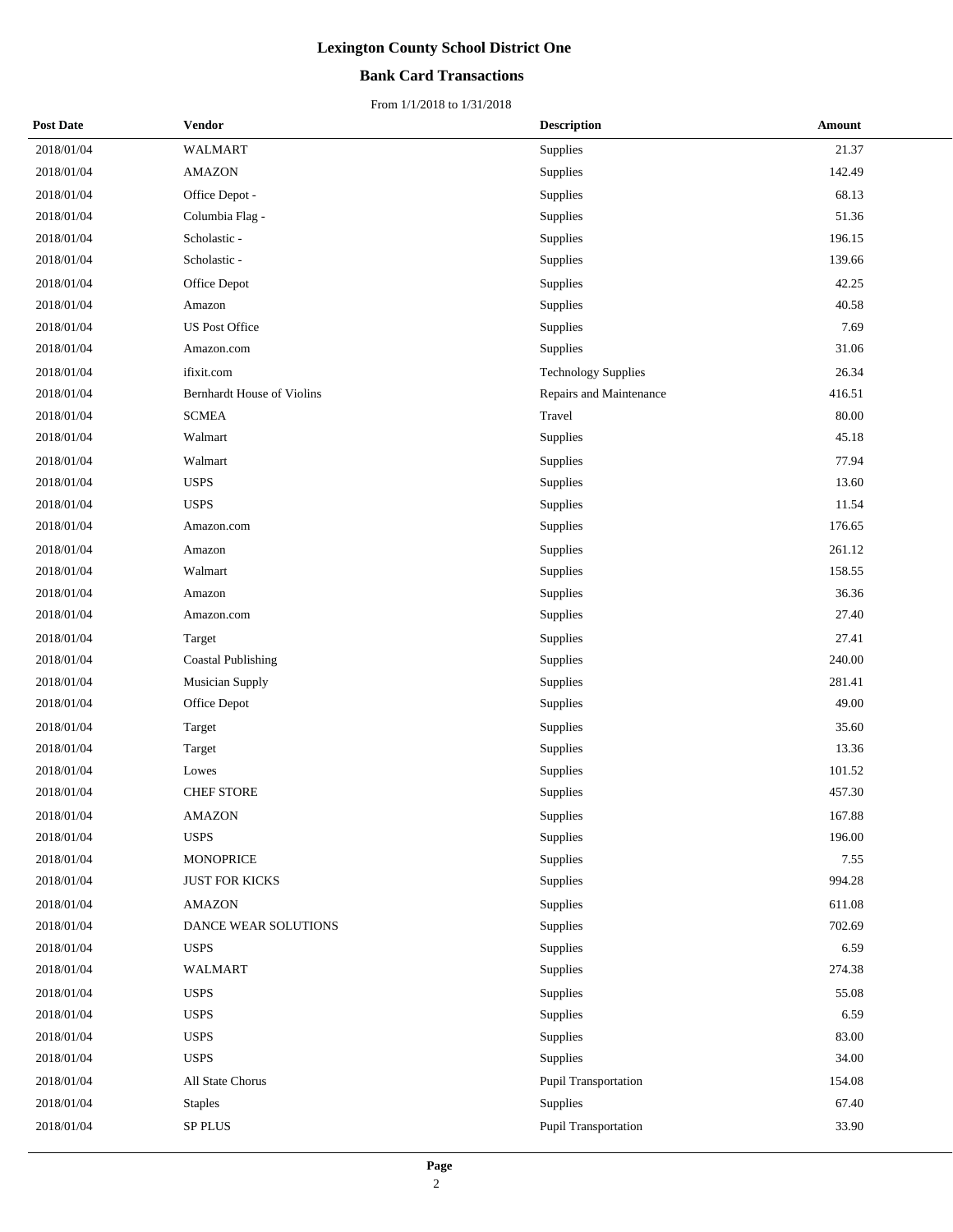# Lexington County School District One

## Bank Card Transactions

From 1/1/2018 to 1/31/2018

| Post Date | Vendor | Description | Amount |
|---|---|---|---|
| 2018/01/04 | WALMART | Supplies | 21.37 |
| 2018/01/04 | AMAZON | Supplies | 142.49 |
| 2018/01/04 | Office Depot - | Supplies | 68.13 |
| 2018/01/04 | Columbia Flag - | Supplies | 51.36 |
| 2018/01/04 | Scholastic - | Supplies | 196.15 |
| 2018/01/04 | Scholastic - | Supplies | 139.66 |
| 2018/01/04 | Office Depot | Supplies | 42.25 |
| 2018/01/04 | Amazon | Supplies | 40.58 |
| 2018/01/04 | US Post Office | Supplies | 7.69 |
| 2018/01/04 | Amazon.com | Supplies | 31.06 |
| 2018/01/04 | ifixit.com | Technology Supplies | 26.34 |
| 2018/01/04 | Bernhardt House of Violins | Repairs and Maintenance | 416.51 |
| 2018/01/04 | SCMEA | Travel | 80.00 |
| 2018/01/04 | Walmart | Supplies | 45.18 |
| 2018/01/04 | Walmart | Supplies | 77.94 |
| 2018/01/04 | USPS | Supplies | 13.60 |
| 2018/01/04 | USPS | Supplies | 11.54 |
| 2018/01/04 | Amazon.com | Supplies | 176.65 |
| 2018/01/04 | Amazon | Supplies | 261.12 |
| 2018/01/04 | Walmart | Supplies | 158.55 |
| 2018/01/04 | Amazon | Supplies | 36.36 |
| 2018/01/04 | Amazon.com | Supplies | 27.40 |
| 2018/01/04 | Target | Supplies | 27.41 |
| 2018/01/04 | Coastal Publishing | Supplies | 240.00 |
| 2018/01/04 | Musician Supply | Supplies | 281.41 |
| 2018/01/04 | Office Depot | Supplies | 49.00 |
| 2018/01/04 | Target | Supplies | 35.60 |
| 2018/01/04 | Target | Supplies | 13.36 |
| 2018/01/04 | Lowes | Supplies | 101.52 |
| 2018/01/04 | CHEF STORE | Supplies | 457.30 |
| 2018/01/04 | AMAZON | Supplies | 167.88 |
| 2018/01/04 | USPS | Supplies | 196.00 |
| 2018/01/04 | MONOPRICE | Supplies | 7.55 |
| 2018/01/04 | JUST FOR KICKS | Supplies | 994.28 |
| 2018/01/04 | AMAZON | Supplies | 611.08 |
| 2018/01/04 | DANCE WEAR SOLUTIONS | Supplies | 702.69 |
| 2018/01/04 | USPS | Supplies | 6.59 |
| 2018/01/04 | WALMART | Supplies | 274.38 |
| 2018/01/04 | USPS | Supplies | 55.08 |
| 2018/01/04 | USPS | Supplies | 6.59 |
| 2018/01/04 | USPS | Supplies | 83.00 |
| 2018/01/04 | USPS | Supplies | 34.00 |
| 2018/01/04 | All State Chorus | Pupil Transportation | 154.08 |
| 2018/01/04 | Staples | Supplies | 67.40 |
| 2018/01/04 | SP PLUS | Pupil Transportation | 33.90 |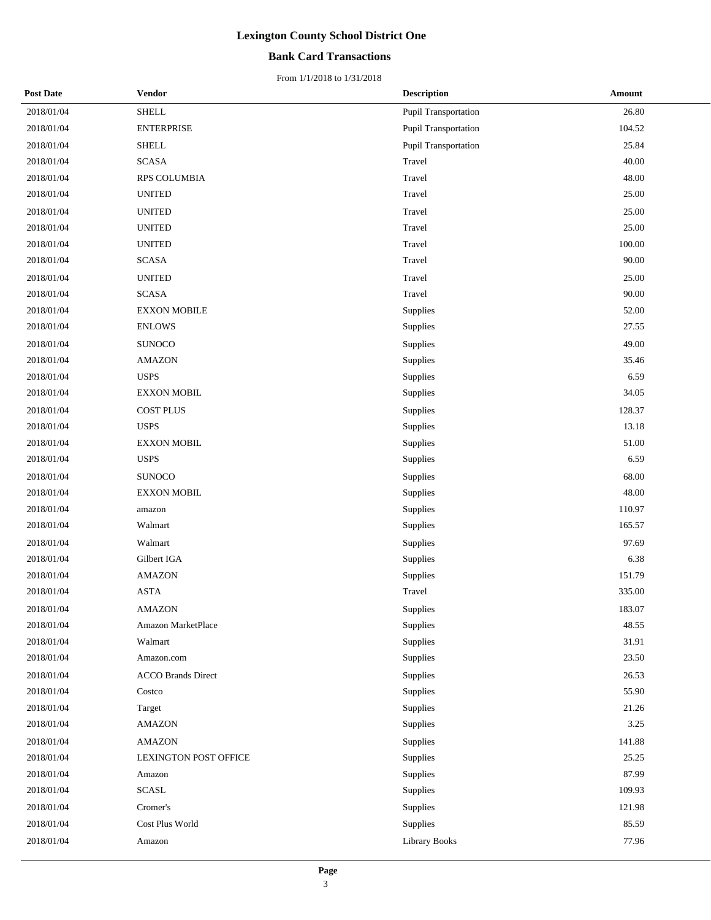# Lexington County School District One

## Bank Card Transactions

From 1/1/2018 to 1/31/2018

| Post Date | Vendor | Description | Amount |
|---|---|---|---|
| 2018/01/04 | SHELL | Pupil Transportation | 26.80 |
| 2018/01/04 | ENTERPRISE | Pupil Transportation | 104.52 |
| 2018/01/04 | SHELL | Pupil Transportation | 25.84 |
| 2018/01/04 | SCASA | Travel | 40.00 |
| 2018/01/04 | RPS COLUMBIA | Travel | 48.00 |
| 2018/01/04 | UNITED | Travel | 25.00 |
| 2018/01/04 | UNITED | Travel | 25.00 |
| 2018/01/04 | UNITED | Travel | 25.00 |
| 2018/01/04 | UNITED | Travel | 100.00 |
| 2018/01/04 | SCASA | Travel | 90.00 |
| 2018/01/04 | UNITED | Travel | 25.00 |
| 2018/01/04 | SCASA | Travel | 90.00 |
| 2018/01/04 | EXXON MOBILE | Supplies | 52.00 |
| 2018/01/04 | ENLOWS | Supplies | 27.55 |
| 2018/01/04 | SUNOCO | Supplies | 49.00 |
| 2018/01/04 | AMAZON | Supplies | 35.46 |
| 2018/01/04 | USPS | Supplies | 6.59 |
| 2018/01/04 | EXXON MOBIL | Supplies | 34.05 |
| 2018/01/04 | COST PLUS | Supplies | 128.37 |
| 2018/01/04 | USPS | Supplies | 13.18 |
| 2018/01/04 | EXXON MOBIL | Supplies | 51.00 |
| 2018/01/04 | USPS | Supplies | 6.59 |
| 2018/01/04 | SUNOCO | Supplies | 68.00 |
| 2018/01/04 | EXXON MOBIL | Supplies | 48.00 |
| 2018/01/04 | amazon | Supplies | 110.97 |
| 2018/01/04 | Walmart | Supplies | 165.57 |
| 2018/01/04 | Walmart | Supplies | 97.69 |
| 2018/01/04 | Gilbert IGA | Supplies | 6.38 |
| 2018/01/04 | AMAZON | Supplies | 151.79 |
| 2018/01/04 | ASTA | Travel | 335.00 |
| 2018/01/04 | AMAZON | Supplies | 183.07 |
| 2018/01/04 | Amazon MarketPlace | Supplies | 48.55 |
| 2018/01/04 | Walmart | Supplies | 31.91 |
| 2018/01/04 | Amazon.com | Supplies | 23.50 |
| 2018/01/04 | ACCO Brands Direct | Supplies | 26.53 |
| 2018/01/04 | Costco | Supplies | 55.90 |
| 2018/01/04 | Target | Supplies | 21.26 |
| 2018/01/04 | AMAZON | Supplies | 3.25 |
| 2018/01/04 | AMAZON | Supplies | 141.88 |
| 2018/01/04 | LEXINGTON POST OFFICE | Supplies | 25.25 |
| 2018/01/04 | Amazon | Supplies | 87.99 |
| 2018/01/04 | SCASL | Supplies | 109.93 |
| 2018/01/04 | Cromer's | Supplies | 121.98 |
| 2018/01/04 | Cost Plus World | Supplies | 85.59 |
| 2018/01/04 | Amazon | Library Books | 77.96 |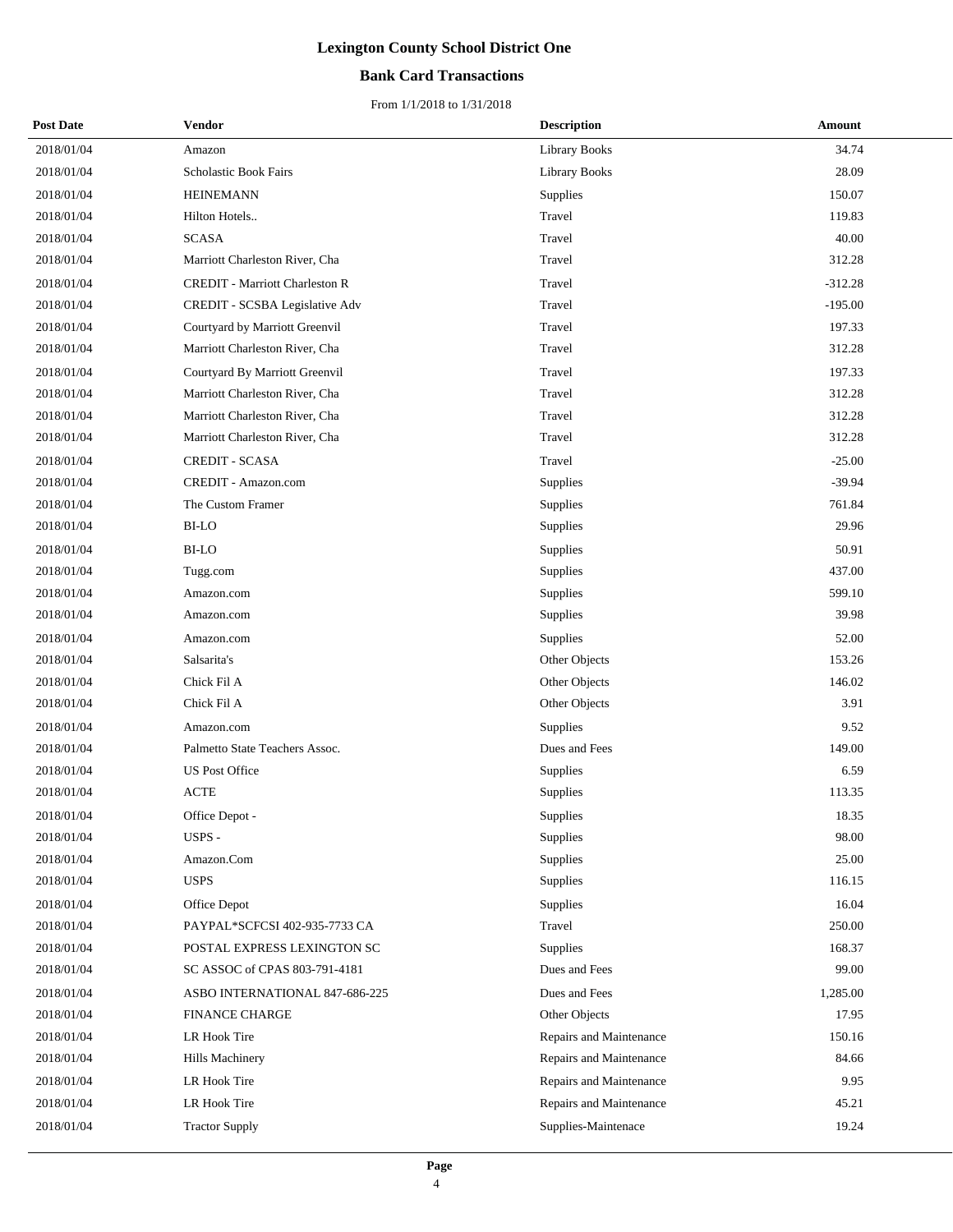# Lexington County School District One

## Bank Card Transactions

From 1/1/2018 to 1/31/2018

| Post Date | Vendor | Description | Amount |
|---|---|---|---|
| 2018/01/04 | Amazon | Library Books | 34.74 |
| 2018/01/04 | Scholastic Book Fairs | Library Books | 28.09 |
| 2018/01/04 | HEINEMANN | Supplies | 150.07 |
| 2018/01/04 | Hilton Hotels.. | Travel | 119.83 |
| 2018/01/04 | SCASA | Travel | 40.00 |
| 2018/01/04 | Marriott Charleston River, Cha | Travel | 312.28 |
| 2018/01/04 | CREDIT - Marriott Charleston R | Travel | -312.28 |
| 2018/01/04 | CREDIT - SCSBA Legislative Adv | Travel | -195.00 |
| 2018/01/04 | Courtyard by Marriott Greenvil | Travel | 197.33 |
| 2018/01/04 | Marriott Charleston River, Cha | Travel | 312.28 |
| 2018/01/04 | Courtyard By Marriott Greenvil | Travel | 197.33 |
| 2018/01/04 | Marriott Charleston River, Cha | Travel | 312.28 |
| 2018/01/04 | Marriott Charleston River, Cha | Travel | 312.28 |
| 2018/01/04 | Marriott Charleston River, Cha | Travel | 312.28 |
| 2018/01/04 | CREDIT - SCASA | Travel | -25.00 |
| 2018/01/04 | CREDIT - Amazon.com | Supplies | -39.94 |
| 2018/01/04 | The Custom Framer | Supplies | 761.84 |
| 2018/01/04 | BI-LO | Supplies | 29.96 |
| 2018/01/04 | BI-LO | Supplies | 50.91 |
| 2018/01/04 | Tugg.com | Supplies | 437.00 |
| 2018/01/04 | Amazon.com | Supplies | 599.10 |
| 2018/01/04 | Amazon.com | Supplies | 39.98 |
| 2018/01/04 | Amazon.com | Supplies | 52.00 |
| 2018/01/04 | Salsarita's | Other Objects | 153.26 |
| 2018/01/04 | Chick Fil A | Other Objects | 146.02 |
| 2018/01/04 | Chick Fil A | Other Objects | 3.91 |
| 2018/01/04 | Amazon.com | Supplies | 9.52 |
| 2018/01/04 | Palmetto State Teachers Assoc. | Dues and Fees | 149.00 |
| 2018/01/04 | US Post Office | Supplies | 6.59 |
| 2018/01/04 | ACTE | Supplies | 113.35 |
| 2018/01/04 | Office Depot - | Supplies | 18.35 |
| 2018/01/04 | USPS - | Supplies | 98.00 |
| 2018/01/04 | Amazon.Com | Supplies | 25.00 |
| 2018/01/04 | USPS | Supplies | 116.15 |
| 2018/01/04 | Office Depot | Supplies | 16.04 |
| 2018/01/04 | PAYPAL*SCFCSI 402-935-7733 CA | Travel | 250.00 |
| 2018/01/04 | POSTAL EXPRESS LEXINGTON SC | Supplies | 168.37 |
| 2018/01/04 | SC ASSOC of CPAS 803-791-4181 | Dues and Fees | 99.00 |
| 2018/01/04 | ASBO INTERNATIONAL 847-686-225 | Dues and Fees | 1,285.00 |
| 2018/01/04 | FINANCE CHARGE | Other Objects | 17.95 |
| 2018/01/04 | LR Hook Tire | Repairs and Maintenance | 150.16 |
| 2018/01/04 | Hills Machinery | Repairs and Maintenance | 84.66 |
| 2018/01/04 | LR Hook Tire | Repairs and Maintenance | 9.95 |
| 2018/01/04 | LR Hook Tire | Repairs and Maintenance | 45.21 |
| 2018/01/04 | Tractor Supply | Supplies-Maintenace | 19.24 |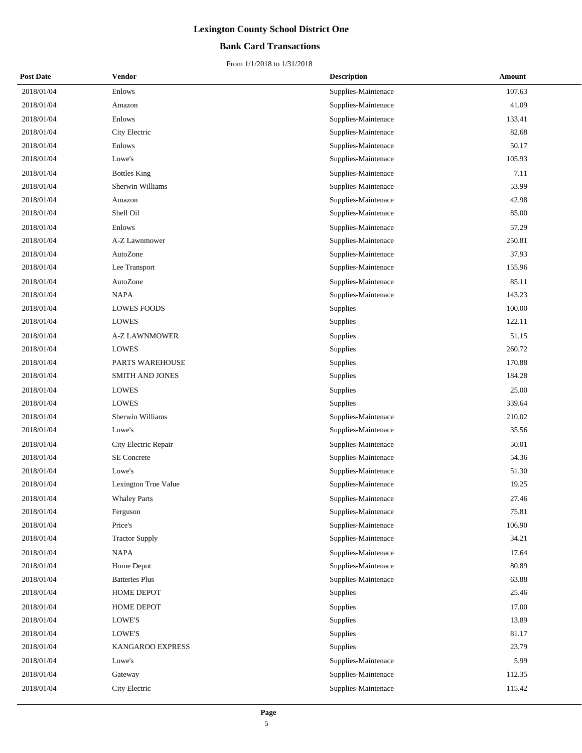# Lexington County School District One

## Bank Card Transactions

From 1/1/2018 to 1/31/2018

| Post Date | Vendor | Description | Amount |
|---|---|---|---|
| 2018/01/04 | Enlows | Supplies-Maintenace | 107.63 |
| 2018/01/04 | Amazon | Supplies-Maintenace | 41.09 |
| 2018/01/04 | Enlows | Supplies-Maintenace | 133.41 |
| 2018/01/04 | City Electric | Supplies-Maintenace | 82.68 |
| 2018/01/04 | Enlows | Supplies-Maintenace | 50.17 |
| 2018/01/04 | Lowe's | Supplies-Maintenace | 105.93 |
| 2018/01/04 | Bottles King | Supplies-Maintenace | 7.11 |
| 2018/01/04 | Sherwin Williams | Supplies-Maintenace | 53.99 |
| 2018/01/04 | Amazon | Supplies-Maintenace | 42.98 |
| 2018/01/04 | Shell Oil | Supplies-Maintenace | 85.00 |
| 2018/01/04 | Enlows | Supplies-Maintenace | 57.29 |
| 2018/01/04 | A-Z Lawnmower | Supplies-Maintenace | 250.81 |
| 2018/01/04 | AutoZone | Supplies-Maintenace | 37.93 |
| 2018/01/04 | Lee Transport | Supplies-Maintenace | 155.96 |
| 2018/01/04 | AutoZone | Supplies-Maintenace | 85.11 |
| 2018/01/04 | NAPA | Supplies-Maintenace | 143.23 |
| 2018/01/04 | LOWES FOODS | Supplies | 100.00 |
| 2018/01/04 | LOWES | Supplies | 122.11 |
| 2018/01/04 | A-Z LAWNMOWER | Supplies | 51.15 |
| 2018/01/04 | LOWES | Supplies | 260.72 |
| 2018/01/04 | PARTS WAREHOUSE | Supplies | 170.88 |
| 2018/01/04 | SMITH AND JONES | Supplies | 184.28 |
| 2018/01/04 | LOWES | Supplies | 25.00 |
| 2018/01/04 | LOWES | Supplies | 339.64 |
| 2018/01/04 | Sherwin Williams | Supplies-Maintenace | 210.02 |
| 2018/01/04 | Lowe's | Supplies-Maintenace | 35.56 |
| 2018/01/04 | City Electric Repair | Supplies-Maintenace | 50.01 |
| 2018/01/04 | SE Concrete | Supplies-Maintenace | 54.36 |
| 2018/01/04 | Lowe's | Supplies-Maintenace | 51.30 |
| 2018/01/04 | Lexington True Value | Supplies-Maintenace | 19.25 |
| 2018/01/04 | Whaley Parts | Supplies-Maintenace | 27.46 |
| 2018/01/04 | Ferguson | Supplies-Maintenace | 75.81 |
| 2018/01/04 | Price's | Supplies-Maintenace | 106.90 |
| 2018/01/04 | Tractor Supply | Supplies-Maintenace | 34.21 |
| 2018/01/04 | NAPA | Supplies-Maintenace | 17.64 |
| 2018/01/04 | Home Depot | Supplies-Maintenace | 80.89 |
| 2018/01/04 | Batteries Plus | Supplies-Maintenace | 63.88 |
| 2018/01/04 | HOME DEPOT | Supplies | 25.46 |
| 2018/01/04 | HOME DEPOT | Supplies | 17.00 |
| 2018/01/04 | LOWE'S | Supplies | 13.89 |
| 2018/01/04 | LOWE'S | Supplies | 81.17 |
| 2018/01/04 | KANGAROO EXPRESS | Supplies | 23.79 |
| 2018/01/04 | Lowe's | Supplies-Maintenace | 5.99 |
| 2018/01/04 | Gateway | Supplies-Maintenace | 112.35 |
| 2018/01/04 | City Electric | Supplies-Maintenace | 115.42 |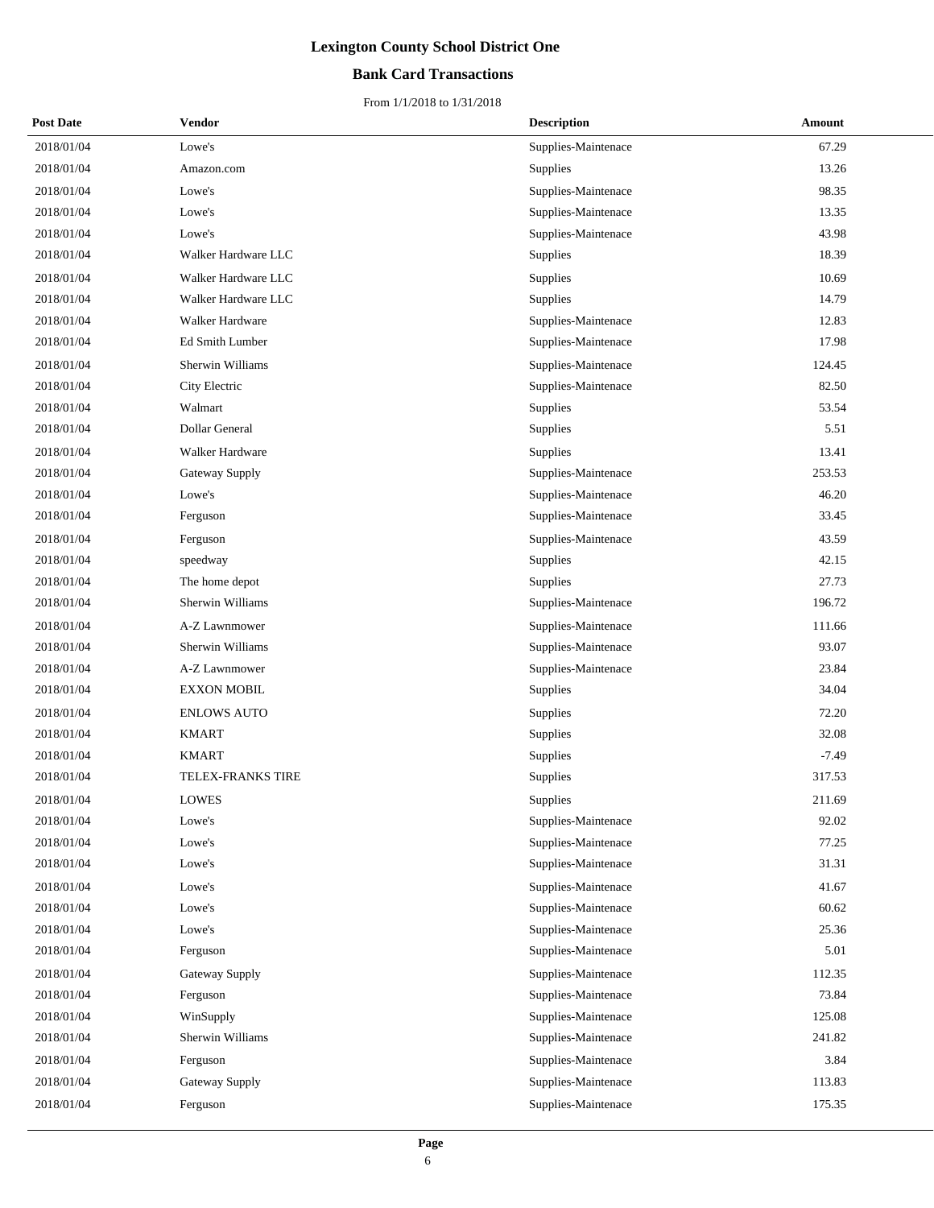# Lexington County School District One

## Bank Card Transactions

From 1/1/2018 to 1/31/2018

| Post Date | Vendor | Description | Amount |
|---|---|---|---|
| 2018/01/04 | Lowe's | Supplies-Maintenace | 67.29 |
| 2018/01/04 | Amazon.com | Supplies | 13.26 |
| 2018/01/04 | Lowe's | Supplies-Maintenace | 98.35 |
| 2018/01/04 | Lowe's | Supplies-Maintenace | 13.35 |
| 2018/01/04 | Lowe's | Supplies-Maintenace | 43.98 |
| 2018/01/04 | Walker Hardware LLC | Supplies | 18.39 |
| 2018/01/04 | Walker Hardware LLC | Supplies | 10.69 |
| 2018/01/04 | Walker Hardware LLC | Supplies | 14.79 |
| 2018/01/04 | Walker Hardware | Supplies-Maintenace | 12.83 |
| 2018/01/04 | Ed Smith Lumber | Supplies-Maintenace | 17.98 |
| 2018/01/04 | Sherwin Williams | Supplies-Maintenace | 124.45 |
| 2018/01/04 | City Electric | Supplies-Maintenace | 82.50 |
| 2018/01/04 | Walmart | Supplies | 53.54 |
| 2018/01/04 | Dollar General | Supplies | 5.51 |
| 2018/01/04 | Walker Hardware | Supplies | 13.41 |
| 2018/01/04 | Gateway Supply | Supplies-Maintenace | 253.53 |
| 2018/01/04 | Lowe's | Supplies-Maintenace | 46.20 |
| 2018/01/04 | Ferguson | Supplies-Maintenace | 33.45 |
| 2018/01/04 | Ferguson | Supplies-Maintenace | 43.59 |
| 2018/01/04 | speedway | Supplies | 42.15 |
| 2018/01/04 | The home depot | Supplies | 27.73 |
| 2018/01/04 | Sherwin Williams | Supplies-Maintenace | 196.72 |
| 2018/01/04 | A-Z Lawnmower | Supplies-Maintenace | 111.66 |
| 2018/01/04 | Sherwin Williams | Supplies-Maintenace | 93.07 |
| 2018/01/04 | A-Z Lawnmower | Supplies-Maintenace | 23.84 |
| 2018/01/04 | EXXON MOBIL | Supplies | 34.04 |
| 2018/01/04 | ENLOWS AUTO | Supplies | 72.20 |
| 2018/01/04 | KMART | Supplies | 32.08 |
| 2018/01/04 | KMART | Supplies | -7.49 |
| 2018/01/04 | TELEX-FRANKS TIRE | Supplies | 317.53 |
| 2018/01/04 | LOWES | Supplies | 211.69 |
| 2018/01/04 | Lowe's | Supplies-Maintenace | 92.02 |
| 2018/01/04 | Lowe's | Supplies-Maintenace | 77.25 |
| 2018/01/04 | Lowe's | Supplies-Maintenace | 31.31 |
| 2018/01/04 | Lowe's | Supplies-Maintenace | 41.67 |
| 2018/01/04 | Lowe's | Supplies-Maintenace | 60.62 |
| 2018/01/04 | Lowe's | Supplies-Maintenace | 25.36 |
| 2018/01/04 | Ferguson | Supplies-Maintenace | 5.01 |
| 2018/01/04 | Gateway Supply | Supplies-Maintenace | 112.35 |
| 2018/01/04 | Ferguson | Supplies-Maintenace | 73.84 |
| 2018/01/04 | WinSupply | Supplies-Maintenace | 125.08 |
| 2018/01/04 | Sherwin Williams | Supplies-Maintenace | 241.82 |
| 2018/01/04 | Ferguson | Supplies-Maintenace | 3.84 |
| 2018/01/04 | Gateway Supply | Supplies-Maintenace | 113.83 |
| 2018/01/04 | Ferguson | Supplies-Maintenace | 175.35 |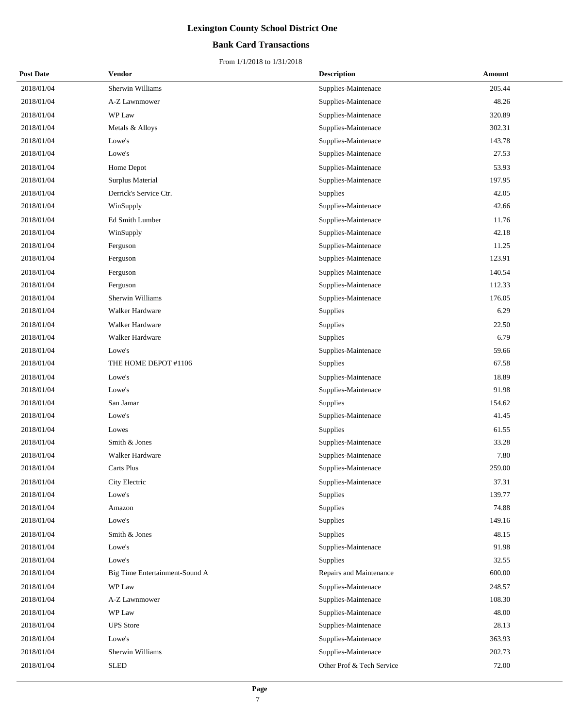# Lexington County School District One

## Bank Card Transactions

From 1/1/2018 to 1/31/2018

| Post Date | Vendor | Description | Amount |
|---|---|---|---|
| 2018/01/04 | Sherwin Williams | Supplies-Maintenace | 205.44 |
| 2018/01/04 | A-Z Lawnmower | Supplies-Maintenace | 48.26 |
| 2018/01/04 | WP Law | Supplies-Maintenace | 320.89 |
| 2018/01/04 | Metals & Alloys | Supplies-Maintenace | 302.31 |
| 2018/01/04 | Lowe's | Supplies-Maintenace | 143.78 |
| 2018/01/04 | Lowe's | Supplies-Maintenace | 27.53 |
| 2018/01/04 | Home Depot | Supplies-Maintenace | 53.93 |
| 2018/01/04 | Surplus Material | Supplies-Maintenace | 197.95 |
| 2018/01/04 | Derrick's Service Ctr. | Supplies | 42.05 |
| 2018/01/04 | WinSupply | Supplies-Maintenace | 42.66 |
| 2018/01/04 | Ed Smith Lumber | Supplies-Maintenace | 11.76 |
| 2018/01/04 | WinSupply | Supplies-Maintenace | 42.18 |
| 2018/01/04 | Ferguson | Supplies-Maintenace | 11.25 |
| 2018/01/04 | Ferguson | Supplies-Maintenace | 123.91 |
| 2018/01/04 | Ferguson | Supplies-Maintenace | 140.54 |
| 2018/01/04 | Ferguson | Supplies-Maintenace | 112.33 |
| 2018/01/04 | Sherwin Williams | Supplies-Maintenace | 176.05 |
| 2018/01/04 | Walker Hardware | Supplies | 6.29 |
| 2018/01/04 | Walker Hardware | Supplies | 22.50 |
| 2018/01/04 | Walker Hardware | Supplies | 6.79 |
| 2018/01/04 | Lowe's | Supplies-Maintenace | 59.66 |
| 2018/01/04 | THE HOME DEPOT #1106 | Supplies | 67.58 |
| 2018/01/04 | Lowe's | Supplies-Maintenace | 18.89 |
| 2018/01/04 | Lowe's | Supplies-Maintenace | 91.98 |
| 2018/01/04 | San Jamar | Supplies | 154.62 |
| 2018/01/04 | Lowe's | Supplies-Maintenace | 41.45 |
| 2018/01/04 | Lowes | Supplies | 61.55 |
| 2018/01/04 | Smith & Jones | Supplies-Maintenace | 33.28 |
| 2018/01/04 | Walker Hardware | Supplies-Maintenace | 7.80 |
| 2018/01/04 | Carts Plus | Supplies-Maintenace | 259.00 |
| 2018/01/04 | City Electric | Supplies-Maintenace | 37.31 |
| 2018/01/04 | Lowe's | Supplies | 139.77 |
| 2018/01/04 | Amazon | Supplies | 74.88 |
| 2018/01/04 | Lowe's | Supplies | 149.16 |
| 2018/01/04 | Smith & Jones | Supplies | 48.15 |
| 2018/01/04 | Lowe's | Supplies-Maintenace | 91.98 |
| 2018/01/04 | Lowe's | Supplies | 32.55 |
| 2018/01/04 | Big Time Entertainment-Sound A | Repairs and Maintenance | 600.00 |
| 2018/01/04 | WP Law | Supplies-Maintenace | 248.57 |
| 2018/01/04 | A-Z Lawnmower | Supplies-Maintenace | 108.30 |
| 2018/01/04 | WP Law | Supplies-Maintenace | 48.00 |
| 2018/01/04 | UPS Store | Supplies-Maintenace | 28.13 |
| 2018/01/04 | Lowe's | Supplies-Maintenace | 363.93 |
| 2018/01/04 | Sherwin Williams | Supplies-Maintenace | 202.73 |
| 2018/01/04 | SLED | Other Prof & Tech Service | 72.00 |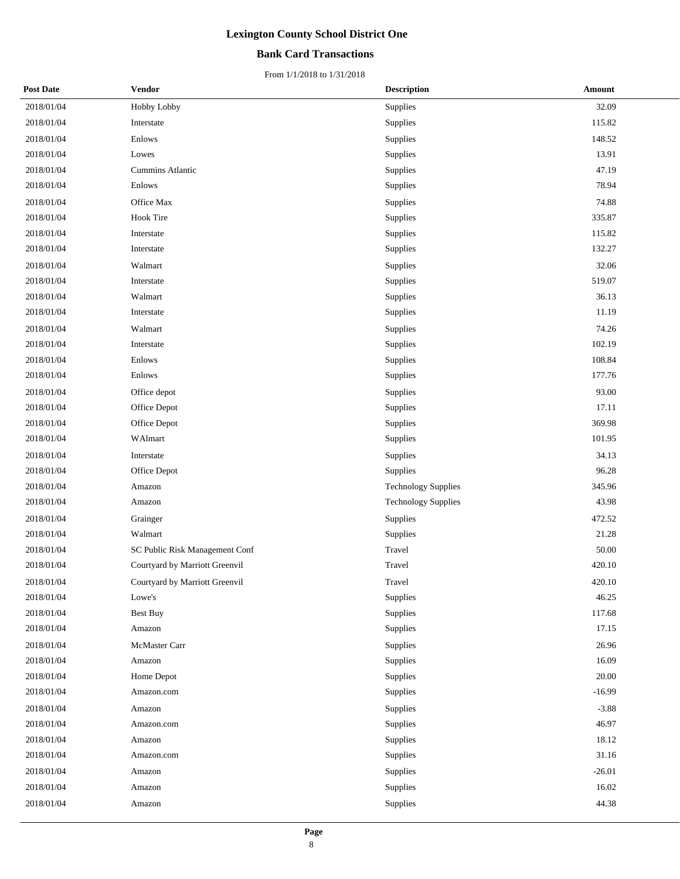# Lexington County School District One

## Bank Card Transactions

From 1/1/2018 to 1/31/2018

| Post Date | Vendor | Description | Amount |
|---|---|---|---|
| 2018/01/04 | Hobby Lobby | Supplies | 32.09 |
| 2018/01/04 | Interstate | Supplies | 115.82 |
| 2018/01/04 | Enlows | Supplies | 148.52 |
| 2018/01/04 | Lowes | Supplies | 13.91 |
| 2018/01/04 | Cummins Atlantic | Supplies | 47.19 |
| 2018/01/04 | Enlows | Supplies | 78.94 |
| 2018/01/04 | Office Max | Supplies | 74.88 |
| 2018/01/04 | Hook Tire | Supplies | 335.87 |
| 2018/01/04 | Interstate | Supplies | 115.82 |
| 2018/01/04 | Interstate | Supplies | 132.27 |
| 2018/01/04 | Walmart | Supplies | 32.06 |
| 2018/01/04 | Interstate | Supplies | 519.07 |
| 2018/01/04 | Walmart | Supplies | 36.13 |
| 2018/01/04 | Interstate | Supplies | 11.19 |
| 2018/01/04 | Walmart | Supplies | 74.26 |
| 2018/01/04 | Interstate | Supplies | 102.19 |
| 2018/01/04 | Enlows | Supplies | 108.84 |
| 2018/01/04 | Enlows | Supplies | 177.76 |
| 2018/01/04 | Office depot | Supplies | 93.00 |
| 2018/01/04 | Office Depot | Supplies | 17.11 |
| 2018/01/04 | Office Depot | Supplies | 369.98 |
| 2018/01/04 | WAlmart | Supplies | 101.95 |
| 2018/01/04 | Interstate | Supplies | 34.13 |
| 2018/01/04 | Office Depot | Supplies | 96.28 |
| 2018/01/04 | Amazon | Technology Supplies | 345.96 |
| 2018/01/04 | Amazon | Technology Supplies | 43.98 |
| 2018/01/04 | Grainger | Supplies | 472.52 |
| 2018/01/04 | Walmart | Supplies | 21.28 |
| 2018/01/04 | SC Public Risk Management Conf | Travel | 50.00 |
| 2018/01/04 | Courtyard by Marriott Greenvil | Travel | 420.10 |
| 2018/01/04 | Courtyard by Marriott Greenvil | Travel | 420.10 |
| 2018/01/04 | Lowe's | Supplies | 46.25 |
| 2018/01/04 | Best Buy | Supplies | 117.68 |
| 2018/01/04 | Amazon | Supplies | 17.15 |
| 2018/01/04 | McMaster Carr | Supplies | 26.96 |
| 2018/01/04 | Amazon | Supplies | 16.09 |
| 2018/01/04 | Home Depot | Supplies | 20.00 |
| 2018/01/04 | Amazon.com | Supplies | -16.99 |
| 2018/01/04 | Amazon | Supplies | -3.88 |
| 2018/01/04 | Amazon.com | Supplies | 46.97 |
| 2018/01/04 | Amazon | Supplies | 18.12 |
| 2018/01/04 | Amazon.com | Supplies | 31.16 |
| 2018/01/04 | Amazon | Supplies | -26.01 |
| 2018/01/04 | Amazon | Supplies | 16.02 |
| 2018/01/04 | Amazon | Supplies | 44.38 |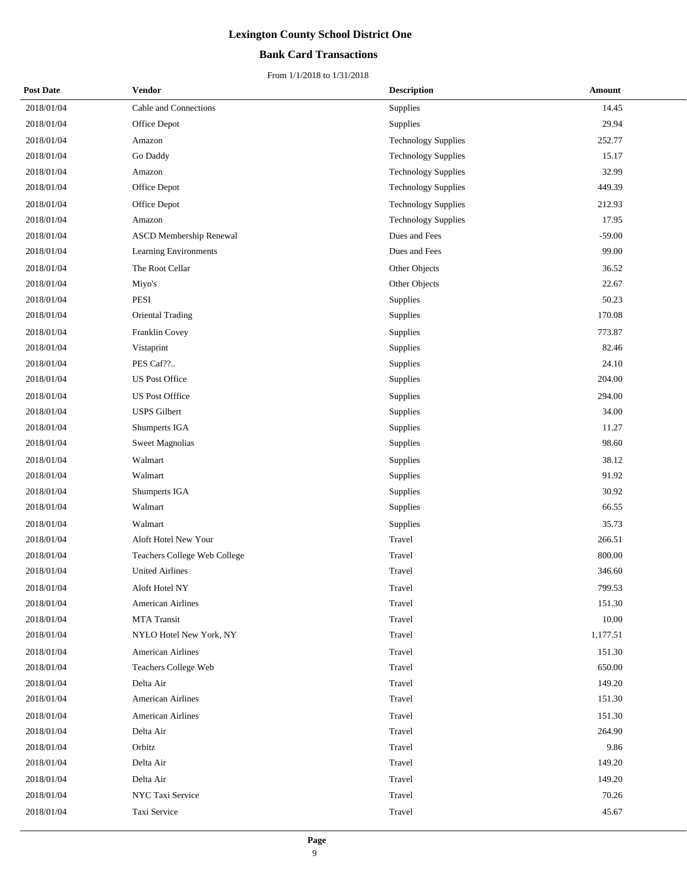# Lexington County School District One

## Bank Card Transactions

From 1/1/2018 to 1/31/2018

| Post Date | Vendor | Description | Amount |
|---|---|---|---|
| 2018/01/04 | Cable and Connections | Supplies | 14.45 |
| 2018/01/04 | Office Depot | Supplies | 29.94 |
| 2018/01/04 | Amazon | Technology Supplies | 252.77 |
| 2018/01/04 | Go Daddy | Technology Supplies | 15.17 |
| 2018/01/04 | Amazon | Technology Supplies | 32.99 |
| 2018/01/04 | Office Depot | Technology Supplies | 449.39 |
| 2018/01/04 | Office Depot | Technology Supplies | 212.93 |
| 2018/01/04 | Amazon | Technology Supplies | 17.95 |
| 2018/01/04 | ASCD Membership Renewal | Dues and Fees | -59.00 |
| 2018/01/04 | Learning Environments | Dues and Fees | 99.00 |
| 2018/01/04 | The Root Cellar | Other Objects | 36.52 |
| 2018/01/04 | Miyo's | Other Objects | 22.67 |
| 2018/01/04 | PESI | Supplies | 50.23 |
| 2018/01/04 | Oriental Trading | Supplies | 170.08 |
| 2018/01/04 | Franklin Covey | Supplies | 773.87 |
| 2018/01/04 | Vistaprint | Supplies | 82.46 |
| 2018/01/04 | PES Caf??.. | Supplies | 24.10 |
| 2018/01/04 | US Post Office | Supplies | 204.00 |
| 2018/01/04 | US Post Offfice | Supplies | 294.00 |
| 2018/01/04 | USPS Gilbert | Supplies | 34.00 |
| 2018/01/04 | Shumperts IGA | Supplies | 11.27 |
| 2018/01/04 | Sweet Magnolias | Supplies | 98.60 |
| 2018/01/04 | Walmart | Supplies | 38.12 |
| 2018/01/04 | Walmart | Supplies | 91.92 |
| 2018/01/04 | Shumperts IGA | Supplies | 30.92 |
| 2018/01/04 | Walmart | Supplies | 66.55 |
| 2018/01/04 | Walmart | Supplies | 35.73 |
| 2018/01/04 | Aloft Hotel New Your | Travel | 266.51 |
| 2018/01/04 | Teachers College Web College | Travel | 800.00 |
| 2018/01/04 | United Airlines | Travel | 346.60 |
| 2018/01/04 | Aloft Hotel NY | Travel | 799.53 |
| 2018/01/04 | American Airlines | Travel | 151.30 |
| 2018/01/04 | MTA Transit | Travel | 10.00 |
| 2018/01/04 | NYLO Hotel New York, NY | Travel | 1,177.51 |
| 2018/01/04 | American Airlines | Travel | 151.30 |
| 2018/01/04 | Teachers College Web | Travel | 650.00 |
| 2018/01/04 | Delta Air | Travel | 149.20 |
| 2018/01/04 | American Airlines | Travel | 151.30 |
| 2018/01/04 | American Airlines | Travel | 151.30 |
| 2018/01/04 | Delta Air | Travel | 264.90 |
| 2018/01/04 | Orbitz | Travel | 9.86 |
| 2018/01/04 | Delta Air | Travel | 149.20 |
| 2018/01/04 | Delta Air | Travel | 149.20 |
| 2018/01/04 | NYC Taxi Service | Travel | 70.26 |
| 2018/01/04 | Taxi Service | Travel | 45.67 |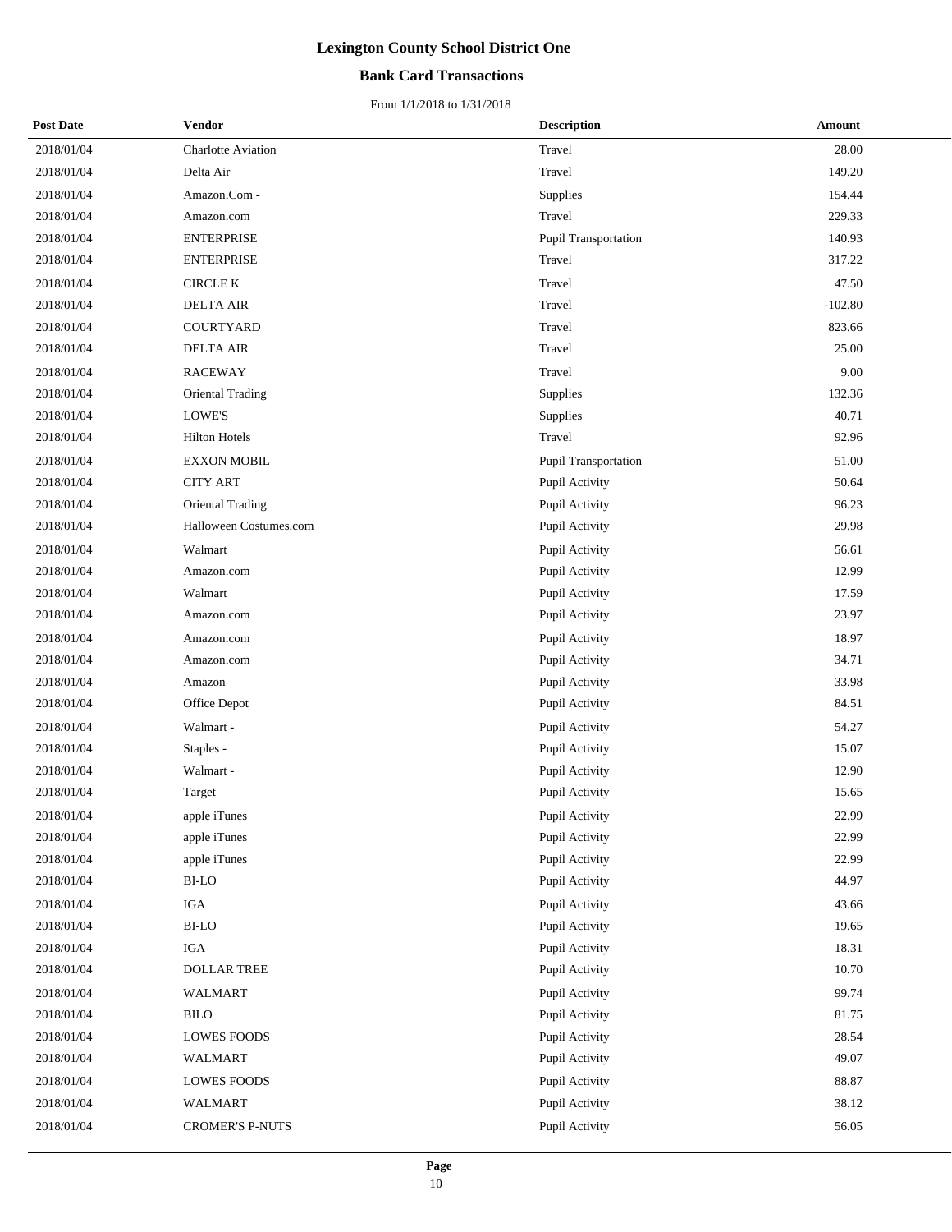# Lexington County School District One

## Bank Card Transactions

From 1/1/2018 to 1/31/2018

| Post Date | Vendor | Description | Amount |
|---|---|---|---|
| 2018/01/04 | Charlotte Aviation | Travel | 28.00 |
| 2018/01/04 | Delta Air | Travel | 149.20 |
| 2018/01/04 | Amazon.Com - | Supplies | 154.44 |
| 2018/01/04 | Amazon.com | Travel | 229.33 |
| 2018/01/04 | ENTERPRISE | Pupil Transportation | 140.93 |
| 2018/01/04 | ENTERPRISE | Travel | 317.22 |
| 2018/01/04 | CIRCLE K | Travel | 47.50 |
| 2018/01/04 | DELTA AIR | Travel | -102.80 |
| 2018/01/04 | COURTYARD | Travel | 823.66 |
| 2018/01/04 | DELTA AIR | Travel | 25.00 |
| 2018/01/04 | RACEWAY | Travel | 9.00 |
| 2018/01/04 | Oriental Trading | Supplies | 132.36 |
| 2018/01/04 | LOWE'S | Supplies | 40.71 |
| 2018/01/04 | Hilton Hotels | Travel | 92.96 |
| 2018/01/04 | EXXON MOBIL | Pupil Transportation | 51.00 |
| 2018/01/04 | CITY ART | Pupil Activity | 50.64 |
| 2018/01/04 | Oriental Trading | Pupil Activity | 96.23 |
| 2018/01/04 | Halloween Costumes.com | Pupil Activity | 29.98 |
| 2018/01/04 | Walmart | Pupil Activity | 56.61 |
| 2018/01/04 | Amazon.com | Pupil Activity | 12.99 |
| 2018/01/04 | Walmart | Pupil Activity | 17.59 |
| 2018/01/04 | Amazon.com | Pupil Activity | 23.97 |
| 2018/01/04 | Amazon.com | Pupil Activity | 18.97 |
| 2018/01/04 | Amazon.com | Pupil Activity | 34.71 |
| 2018/01/04 | Amazon | Pupil Activity | 33.98 |
| 2018/01/04 | Office Depot | Pupil Activity | 84.51 |
| 2018/01/04 | Walmart - | Pupil Activity | 54.27 |
| 2018/01/04 | Staples - | Pupil Activity | 15.07 |
| 2018/01/04 | Walmart - | Pupil Activity | 12.90 |
| 2018/01/04 | Target | Pupil Activity | 15.65 |
| 2018/01/04 | apple iTunes | Pupil Activity | 22.99 |
| 2018/01/04 | apple iTunes | Pupil Activity | 22.99 |
| 2018/01/04 | apple iTunes | Pupil Activity | 22.99 |
| 2018/01/04 | BI-LO | Pupil Activity | 44.97 |
| 2018/01/04 | IGA | Pupil Activity | 43.66 |
| 2018/01/04 | BI-LO | Pupil Activity | 19.65 |
| 2018/01/04 | IGA | Pupil Activity | 18.31 |
| 2018/01/04 | DOLLAR TREE | Pupil Activity | 10.70 |
| 2018/01/04 | WALMART | Pupil Activity | 99.74 |
| 2018/01/04 | BILO | Pupil Activity | 81.75 |
| 2018/01/04 | LOWES FOODS | Pupil Activity | 28.54 |
| 2018/01/04 | WALMART | Pupil Activity | 49.07 |
| 2018/01/04 | LOWES FOODS | Pupil Activity | 88.87 |
| 2018/01/04 | WALMART | Pupil Activity | 38.12 |
| 2018/01/04 | CROMER'S P-NUTS | Pupil Activity | 56.05 |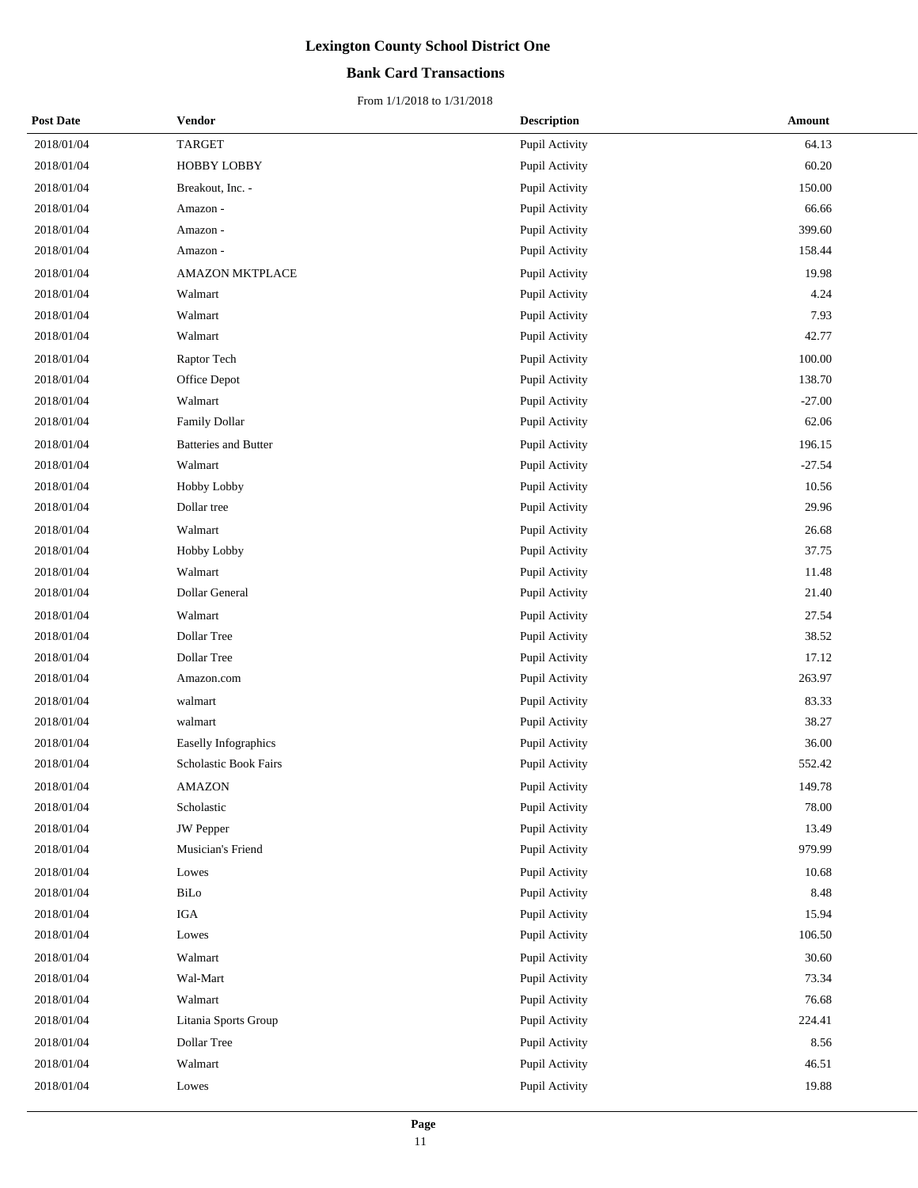# Lexington County School District One

## Bank Card Transactions

From 1/1/2018 to 1/31/2018

| Post Date | Vendor | Description | Amount |
|---|---|---|---|
| 2018/01/04 | TARGET | Pupil Activity | 64.13 |
| 2018/01/04 | HOBBY LOBBY | Pupil Activity | 60.20 |
| 2018/01/04 | Breakout, Inc. - | Pupil Activity | 150.00 |
| 2018/01/04 | Amazon - | Pupil Activity | 66.66 |
| 2018/01/04 | Amazon - | Pupil Activity | 399.60 |
| 2018/01/04 | Amazon - | Pupil Activity | 158.44 |
| 2018/01/04 | AMAZON MKTPLACE | Pupil Activity | 19.98 |
| 2018/01/04 | Walmart | Pupil Activity | 4.24 |
| 2018/01/04 | Walmart | Pupil Activity | 7.93 |
| 2018/01/04 | Walmart | Pupil Activity | 42.77 |
| 2018/01/04 | Raptor Tech | Pupil Activity | 100.00 |
| 2018/01/04 | Office Depot | Pupil Activity | 138.70 |
| 2018/01/04 | Walmart | Pupil Activity | -27.00 |
| 2018/01/04 | Family Dollar | Pupil Activity | 62.06 |
| 2018/01/04 | Batteries and Butter | Pupil Activity | 196.15 |
| 2018/01/04 | Walmart | Pupil Activity | -27.54 |
| 2018/01/04 | Hobby Lobby | Pupil Activity | 10.56 |
| 2018/01/04 | Dollar tree | Pupil Activity | 29.96 |
| 2018/01/04 | Walmart | Pupil Activity | 26.68 |
| 2018/01/04 | Hobby Lobby | Pupil Activity | 37.75 |
| 2018/01/04 | Walmart | Pupil Activity | 11.48 |
| 2018/01/04 | Dollar General | Pupil Activity | 21.40 |
| 2018/01/04 | Walmart | Pupil Activity | 27.54 |
| 2018/01/04 | Dollar Tree | Pupil Activity | 38.52 |
| 2018/01/04 | Dollar Tree | Pupil Activity | 17.12 |
| 2018/01/04 | Amazon.com | Pupil Activity | 263.97 |
| 2018/01/04 | walmart | Pupil Activity | 83.33 |
| 2018/01/04 | walmart | Pupil Activity | 38.27 |
| 2018/01/04 | Easelly Infographics | Pupil Activity | 36.00 |
| 2018/01/04 | Scholastic Book Fairs | Pupil Activity | 552.42 |
| 2018/01/04 | AMAZON | Pupil Activity | 149.78 |
| 2018/01/04 | Scholastic | Pupil Activity | 78.00 |
| 2018/01/04 | JW Pepper | Pupil Activity | 13.49 |
| 2018/01/04 | Musician's Friend | Pupil Activity | 979.99 |
| 2018/01/04 | Lowes | Pupil Activity | 10.68 |
| 2018/01/04 | BiLo | Pupil Activity | 8.48 |
| 2018/01/04 | IGA | Pupil Activity | 15.94 |
| 2018/01/04 | Lowes | Pupil Activity | 106.50 |
| 2018/01/04 | Walmart | Pupil Activity | 30.60 |
| 2018/01/04 | Wal-Mart | Pupil Activity | 73.34 |
| 2018/01/04 | Walmart | Pupil Activity | 76.68 |
| 2018/01/04 | Litania Sports Group | Pupil Activity | 224.41 |
| 2018/01/04 | Dollar Tree | Pupil Activity | 8.56 |
| 2018/01/04 | Walmart | Pupil Activity | 46.51 |
| 2018/01/04 | Lowes | Pupil Activity | 19.88 |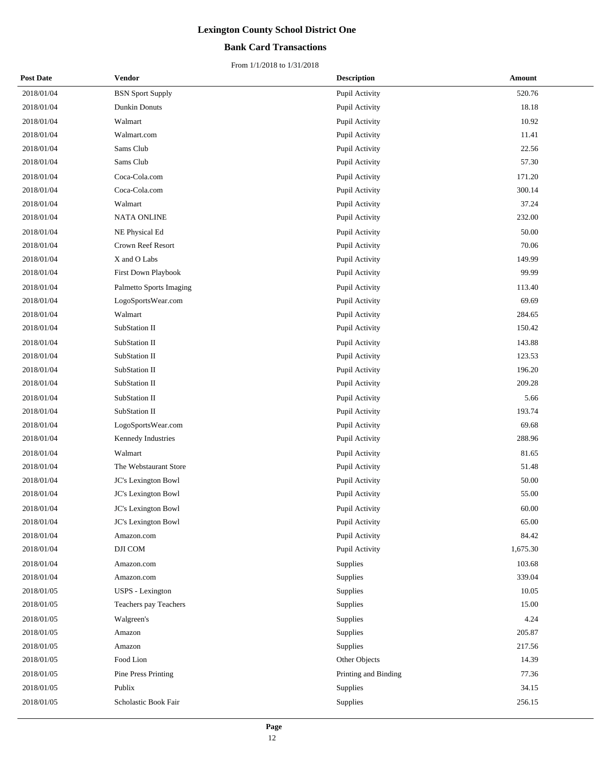# Lexington County School District One

## Bank Card Transactions

From 1/1/2018 to 1/31/2018

| Post Date | Vendor | Description | Amount |
|---|---|---|---|
| 2018/01/04 | BSN Sport Supply | Pupil Activity | 520.76 |
| 2018/01/04 | Dunkin Donuts | Pupil Activity | 18.18 |
| 2018/01/04 | Walmart | Pupil Activity | 10.92 |
| 2018/01/04 | Walmart.com | Pupil Activity | 11.41 |
| 2018/01/04 | Sams Club | Pupil Activity | 22.56 |
| 2018/01/04 | Sams Club | Pupil Activity | 57.30 |
| 2018/01/04 | Coca-Cola.com | Pupil Activity | 171.20 |
| 2018/01/04 | Coca-Cola.com | Pupil Activity | 300.14 |
| 2018/01/04 | Walmart | Pupil Activity | 37.24 |
| 2018/01/04 | NATA ONLINE | Pupil Activity | 232.00 |
| 2018/01/04 | NE Physical Ed | Pupil Activity | 50.00 |
| 2018/01/04 | Crown Reef Resort | Pupil Activity | 70.06 |
| 2018/01/04 | X and O Labs | Pupil Activity | 149.99 |
| 2018/01/04 | First Down Playbook | Pupil Activity | 99.99 |
| 2018/01/04 | Palmetto Sports Imaging | Pupil Activity | 113.40 |
| 2018/01/04 | LogoSportsWear.com | Pupil Activity | 69.69 |
| 2018/01/04 | Walmart | Pupil Activity | 284.65 |
| 2018/01/04 | SubStation II | Pupil Activity | 150.42 |
| 2018/01/04 | SubStation II | Pupil Activity | 143.88 |
| 2018/01/04 | SubStation II | Pupil Activity | 123.53 |
| 2018/01/04 | SubStation II | Pupil Activity | 196.20 |
| 2018/01/04 | SubStation II | Pupil Activity | 209.28 |
| 2018/01/04 | SubStation II | Pupil Activity | 5.66 |
| 2018/01/04 | SubStation II | Pupil Activity | 193.74 |
| 2018/01/04 | LogoSportsWear.com | Pupil Activity | 69.68 |
| 2018/01/04 | Kennedy Industries | Pupil Activity | 288.96 |
| 2018/01/04 | Walmart | Pupil Activity | 81.65 |
| 2018/01/04 | The Webstaurant Store | Pupil Activity | 51.48 |
| 2018/01/04 | JC's Lexington Bowl | Pupil Activity | 50.00 |
| 2018/01/04 | JC's Lexington Bowl | Pupil Activity | 55.00 |
| 2018/01/04 | JC's Lexington Bowl | Pupil Activity | 60.00 |
| 2018/01/04 | JC's Lexington Bowl | Pupil Activity | 65.00 |
| 2018/01/04 | Amazon.com | Pupil Activity | 84.42 |
| 2018/01/04 | DJI COM | Pupil Activity | 1,675.30 |
| 2018/01/04 | Amazon.com | Supplies | 103.68 |
| 2018/01/04 | Amazon.com | Supplies | 339.04 |
| 2018/01/05 | USPS - Lexington | Supplies | 10.05 |
| 2018/01/05 | Teachers pay Teachers | Supplies | 15.00 |
| 2018/01/05 | Walgreen's | Supplies | 4.24 |
| 2018/01/05 | Amazon | Supplies | 205.87 |
| 2018/01/05 | Amazon | Supplies | 217.56 |
| 2018/01/05 | Food Lion | Other Objects | 14.39 |
| 2018/01/05 | Pine Press Printing | Printing and Binding | 77.36 |
| 2018/01/05 | Publix | Supplies | 34.15 |
| 2018/01/05 | Scholastic Book Fair | Supplies | 256.15 |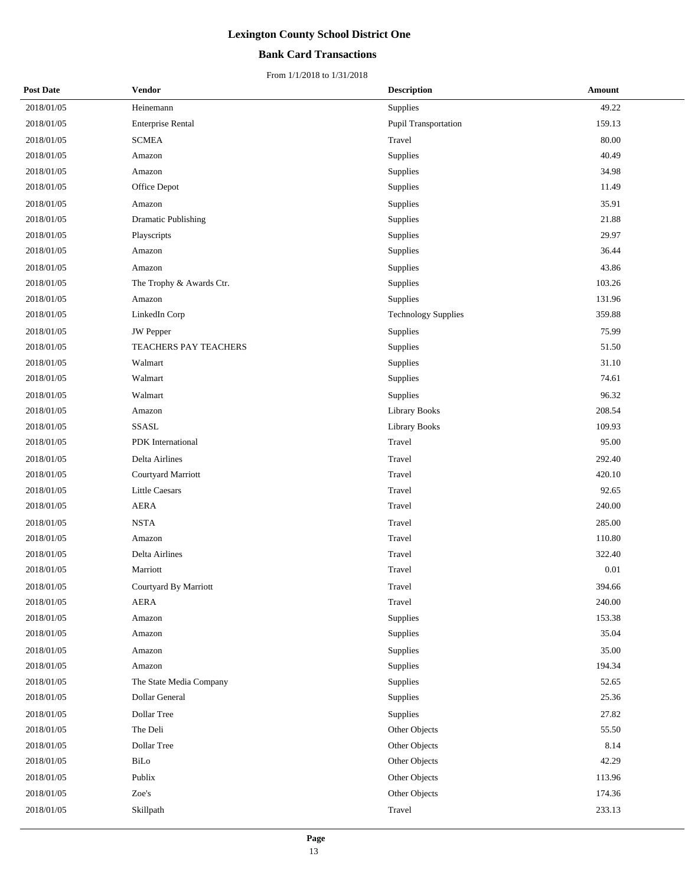# Lexington County School District One

## Bank Card Transactions

From 1/1/2018 to 1/31/2018

| Post Date | Vendor | Description | Amount |
|---|---|---|---|
| 2018/01/05 | Heinemann | Supplies | 49.22 |
| 2018/01/05 | Enterprise Rental | Pupil Transportation | 159.13 |
| 2018/01/05 | SCMEA | Travel | 80.00 |
| 2018/01/05 | Amazon | Supplies | 40.49 |
| 2018/01/05 | Amazon | Supplies | 34.98 |
| 2018/01/05 | Office Depot | Supplies | 11.49 |
| 2018/01/05 | Amazon | Supplies | 35.91 |
| 2018/01/05 | Dramatic Publishing | Supplies | 21.88 |
| 2018/01/05 | Playscripts | Supplies | 29.97 |
| 2018/01/05 | Amazon | Supplies | 36.44 |
| 2018/01/05 | Amazon | Supplies | 43.86 |
| 2018/01/05 | The Trophy & Awards Ctr. | Supplies | 103.26 |
| 2018/01/05 | Amazon | Supplies | 131.96 |
| 2018/01/05 | LinkedIn Corp | Technology Supplies | 359.88 |
| 2018/01/05 | JW Pepper | Supplies | 75.99 |
| 2018/01/05 | TEACHERS PAY TEACHERS | Supplies | 51.50 |
| 2018/01/05 | Walmart | Supplies | 31.10 |
| 2018/01/05 | Walmart | Supplies | 74.61 |
| 2018/01/05 | Walmart | Supplies | 96.32 |
| 2018/01/05 | Amazon | Library Books | 208.54 |
| 2018/01/05 | SSASL | Library Books | 109.93 |
| 2018/01/05 | PDK International | Travel | 95.00 |
| 2018/01/05 | Delta Airlines | Travel | 292.40 |
| 2018/01/05 | Courtyard Marriott | Travel | 420.10 |
| 2018/01/05 | Little Caesars | Travel | 92.65 |
| 2018/01/05 | AERA | Travel | 240.00 |
| 2018/01/05 | NSTA | Travel | 285.00 |
| 2018/01/05 | Amazon | Travel | 110.80 |
| 2018/01/05 | Delta Airlines | Travel | 322.40 |
| 2018/01/05 | Marriott | Travel | 0.01 |
| 2018/01/05 | Courtyard By Marriott | Travel | 394.66 |
| 2018/01/05 | AERA | Travel | 240.00 |
| 2018/01/05 | Amazon | Supplies | 153.38 |
| 2018/01/05 | Amazon | Supplies | 35.04 |
| 2018/01/05 | Amazon | Supplies | 35.00 |
| 2018/01/05 | Amazon | Supplies | 194.34 |
| 2018/01/05 | The State Media Company | Supplies | 52.65 |
| 2018/01/05 | Dollar General | Supplies | 25.36 |
| 2018/01/05 | Dollar Tree | Supplies | 27.82 |
| 2018/01/05 | The Deli | Other Objects | 55.50 |
| 2018/01/05 | Dollar Tree | Other Objects | 8.14 |
| 2018/01/05 | BiLo | Other Objects | 42.29 |
| 2018/01/05 | Publix | Other Objects | 113.96 |
| 2018/01/05 | Zoe's | Other Objects | 174.36 |
| 2018/01/05 | Skillpath | Travel | 233.13 |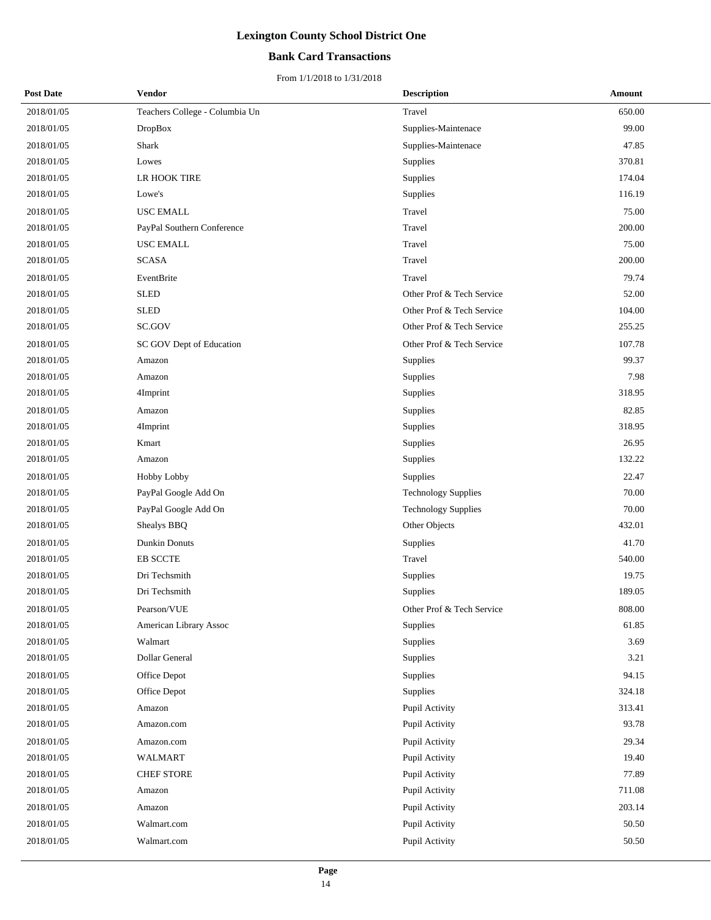# Lexington County School District One

## Bank Card Transactions

From 1/1/2018 to 1/31/2018

| Post Date | Vendor | Description | Amount |
|---|---|---|---|
| 2018/01/05 | Teachers College - Columbia Un | Travel | 650.00 |
| 2018/01/05 | DropBox | Supplies-Maintenace | 99.00 |
| 2018/01/05 | Shark | Supplies-Maintenace | 47.85 |
| 2018/01/05 | Lowes | Supplies | 370.81 |
| 2018/01/05 | LR HOOK TIRE | Supplies | 174.04 |
| 2018/01/05 | Lowe's | Supplies | 116.19 |
| 2018/01/05 | USC EMALL | Travel | 75.00 |
| 2018/01/05 | PayPal Southern Conference | Travel | 200.00 |
| 2018/01/05 | USC EMALL | Travel | 75.00 |
| 2018/01/05 | SCASA | Travel | 200.00 |
| 2018/01/05 | EventBrite | Travel | 79.74 |
| 2018/01/05 | SLED | Other Prof & Tech Service | 52.00 |
| 2018/01/05 | SLED | Other Prof & Tech Service | 104.00 |
| 2018/01/05 | SC.GOV | Other Prof & Tech Service | 255.25 |
| 2018/01/05 | SC GOV Dept of Education | Other Prof & Tech Service | 107.78 |
| 2018/01/05 | Amazon | Supplies | 99.37 |
| 2018/01/05 | Amazon | Supplies | 7.98 |
| 2018/01/05 | 4Imprint | Supplies | 318.95 |
| 2018/01/05 | Amazon | Supplies | 82.85 |
| 2018/01/05 | 4Imprint | Supplies | 318.95 |
| 2018/01/05 | Kmart | Supplies | 26.95 |
| 2018/01/05 | Amazon | Supplies | 132.22 |
| 2018/01/05 | Hobby Lobby | Supplies | 22.47 |
| 2018/01/05 | PayPal Google Add On | Technology Supplies | 70.00 |
| 2018/01/05 | PayPal Google Add On | Technology Supplies | 70.00 |
| 2018/01/05 | Shealys BBQ | Other Objects | 432.01 |
| 2018/01/05 | Dunkin Donuts | Supplies | 41.70 |
| 2018/01/05 | EB SCCTE | Travel | 540.00 |
| 2018/01/05 | Dri Techsmith | Supplies | 19.75 |
| 2018/01/05 | Dri Techsmith | Supplies | 189.05 |
| 2018/01/05 | Pearson/VUE | Other Prof & Tech Service | 808.00 |
| 2018/01/05 | American Library Assoc | Supplies | 61.85 |
| 2018/01/05 | Walmart | Supplies | 3.69 |
| 2018/01/05 | Dollar General | Supplies | 3.21 |
| 2018/01/05 | Office Depot | Supplies | 94.15 |
| 2018/01/05 | Office Depot | Supplies | 324.18 |
| 2018/01/05 | Amazon | Pupil Activity | 313.41 |
| 2018/01/05 | Amazon.com | Pupil Activity | 93.78 |
| 2018/01/05 | Amazon.com | Pupil Activity | 29.34 |
| 2018/01/05 | WALMART | Pupil Activity | 19.40 |
| 2018/01/05 | CHEF STORE | Pupil Activity | 77.89 |
| 2018/01/05 | Amazon | Pupil Activity | 711.08 |
| 2018/01/05 | Amazon | Pupil Activity | 203.14 |
| 2018/01/05 | Walmart.com | Pupil Activity | 50.50 |
| 2018/01/05 | Walmart.com | Pupil Activity | 50.50 |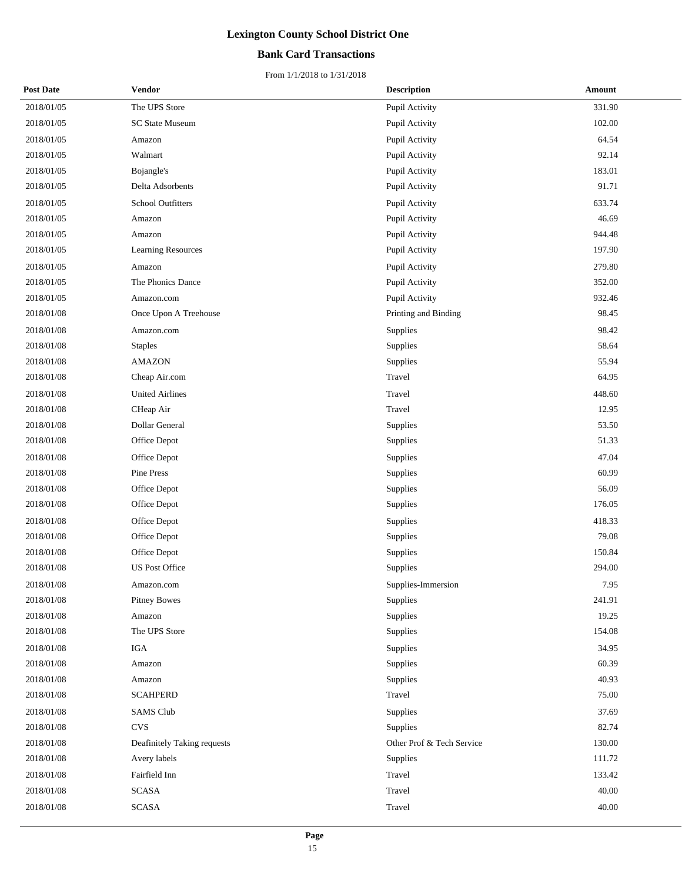# Lexington County School District One

## Bank Card Transactions

From 1/1/2018 to 1/31/2018

| Post Date | Vendor | Description | Amount |
|---|---|---|---|
| 2018/01/05 | The UPS Store | Pupil Activity | 331.90 |
| 2018/01/05 | SC State Museum | Pupil Activity | 102.00 |
| 2018/01/05 | Amazon | Pupil Activity | 64.54 |
| 2018/01/05 | Walmart | Pupil Activity | 92.14 |
| 2018/01/05 | Bojangle's | Pupil Activity | 183.01 |
| 2018/01/05 | Delta Adsorbents | Pupil Activity | 91.71 |
| 2018/01/05 | School Outfitters | Pupil Activity | 633.74 |
| 2018/01/05 | Amazon | Pupil Activity | 46.69 |
| 2018/01/05 | Amazon | Pupil Activity | 944.48 |
| 2018/01/05 | Learning Resources | Pupil Activity | 197.90 |
| 2018/01/05 | Amazon | Pupil Activity | 279.80 |
| 2018/01/05 | The Phonics Dance | Pupil Activity | 352.00 |
| 2018/01/05 | Amazon.com | Pupil Activity | 932.46 |
| 2018/01/08 | Once Upon A Treehouse | Printing and Binding | 98.45 |
| 2018/01/08 | Amazon.com | Supplies | 98.42 |
| 2018/01/08 | Staples | Supplies | 58.64 |
| 2018/01/08 | AMAZON | Supplies | 55.94 |
| 2018/01/08 | Cheap Air.com | Travel | 64.95 |
| 2018/01/08 | United Airlines | Travel | 448.60 |
| 2018/01/08 | CHeap Air | Travel | 12.95 |
| 2018/01/08 | Dollar General | Supplies | 53.50 |
| 2018/01/08 | Office Depot | Supplies | 51.33 |
| 2018/01/08 | Office Depot | Supplies | 47.04 |
| 2018/01/08 | Pine Press | Supplies | 60.99 |
| 2018/01/08 | Office Depot | Supplies | 56.09 |
| 2018/01/08 | Office Depot | Supplies | 176.05 |
| 2018/01/08 | Office Depot | Supplies | 418.33 |
| 2018/01/08 | Office Depot | Supplies | 79.08 |
| 2018/01/08 | Office Depot | Supplies | 150.84 |
| 2018/01/08 | US Post Office | Supplies | 294.00 |
| 2018/01/08 | Amazon.com | Supplies-Immersion | 7.95 |
| 2018/01/08 | Pitney Bowes | Supplies | 241.91 |
| 2018/01/08 | Amazon | Supplies | 19.25 |
| 2018/01/08 | The UPS Store | Supplies | 154.08 |
| 2018/01/08 | IGA | Supplies | 34.95 |
| 2018/01/08 | Amazon | Supplies | 60.39 |
| 2018/01/08 | Amazon | Supplies | 40.93 |
| 2018/01/08 | SCAHPERD | Travel | 75.00 |
| 2018/01/08 | SAMS Club | Supplies | 37.69 |
| 2018/01/08 | CVS | Supplies | 82.74 |
| 2018/01/08 | Deafinitely Taking requests | Other Prof & Tech Service | 130.00 |
| 2018/01/08 | Avery labels | Supplies | 111.72 |
| 2018/01/08 | Fairfield Inn | Travel | 133.42 |
| 2018/01/08 | SCASA | Travel | 40.00 |
| 2018/01/08 | SCASA | Travel | 40.00 |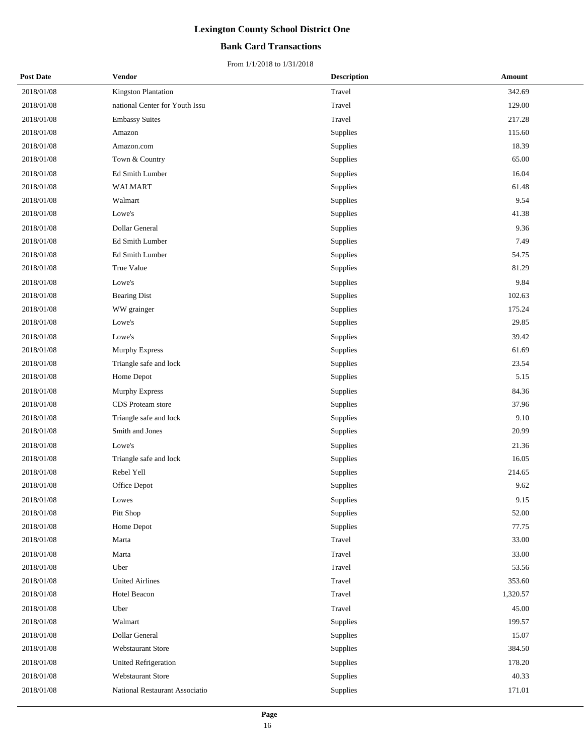# Lexington County School District One

## Bank Card Transactions

From 1/1/2018 to 1/31/2018

| Post Date | Vendor | Description | Amount |
|---|---|---|---|
| 2018/01/08 | Kingston Plantation | Travel | 342.69 |
| 2018/01/08 | national Center for Youth Issu | Travel | 129.00 |
| 2018/01/08 | Embassy Suites | Travel | 217.28 |
| 2018/01/08 | Amazon | Supplies | 115.60 |
| 2018/01/08 | Amazon.com | Supplies | 18.39 |
| 2018/01/08 | Town & Country | Supplies | 65.00 |
| 2018/01/08 | Ed Smith Lumber | Supplies | 16.04 |
| 2018/01/08 | WALMART | Supplies | 61.48 |
| 2018/01/08 | Walmart | Supplies | 9.54 |
| 2018/01/08 | Lowe's | Supplies | 41.38 |
| 2018/01/08 | Dollar General | Supplies | 9.36 |
| 2018/01/08 | Ed Smith Lumber | Supplies | 7.49 |
| 2018/01/08 | Ed Smith Lumber | Supplies | 54.75 |
| 2018/01/08 | True Value | Supplies | 81.29 |
| 2018/01/08 | Lowe's | Supplies | 9.84 |
| 2018/01/08 | Bearing Dist | Supplies | 102.63 |
| 2018/01/08 | WW grainger | Supplies | 175.24 |
| 2018/01/08 | Lowe's | Supplies | 29.85 |
| 2018/01/08 | Lowe's | Supplies | 39.42 |
| 2018/01/08 | Murphy Express | Supplies | 61.69 |
| 2018/01/08 | Triangle safe and lock | Supplies | 23.54 |
| 2018/01/08 | Home Depot | Supplies | 5.15 |
| 2018/01/08 | Murphy Express | Supplies | 84.36 |
| 2018/01/08 | CDS Proteam store | Supplies | 37.96 |
| 2018/01/08 | Triangle safe and lock | Supplies | 9.10 |
| 2018/01/08 | Smith and Jones | Supplies | 20.99 |
| 2018/01/08 | Lowe's | Supplies | 21.36 |
| 2018/01/08 | Triangle safe and lock | Supplies | 16.05 |
| 2018/01/08 | Rebel Yell | Supplies | 214.65 |
| 2018/01/08 | Office Depot | Supplies | 9.62 |
| 2018/01/08 | Lowes | Supplies | 9.15 |
| 2018/01/08 | Pitt Shop | Supplies | 52.00 |
| 2018/01/08 | Home Depot | Supplies | 77.75 |
| 2018/01/08 | Marta | Travel | 33.00 |
| 2018/01/08 | Marta | Travel | 33.00 |
| 2018/01/08 | Uber | Travel | 53.56 |
| 2018/01/08 | United Airlines | Travel | 353.60 |
| 2018/01/08 | Hotel Beacon | Travel | 1,320.57 |
| 2018/01/08 | Uber | Travel | 45.00 |
| 2018/01/08 | Walmart | Supplies | 199.57 |
| 2018/01/08 | Dollar General | Supplies | 15.07 |
| 2018/01/08 | Webstaurant Store | Supplies | 384.50 |
| 2018/01/08 | United Refrigeration | Supplies | 178.20 |
| 2018/01/08 | Webstaurant Store | Supplies | 40.33 |
| 2018/01/08 | National Restaurant Associatio | Supplies | 171.01 |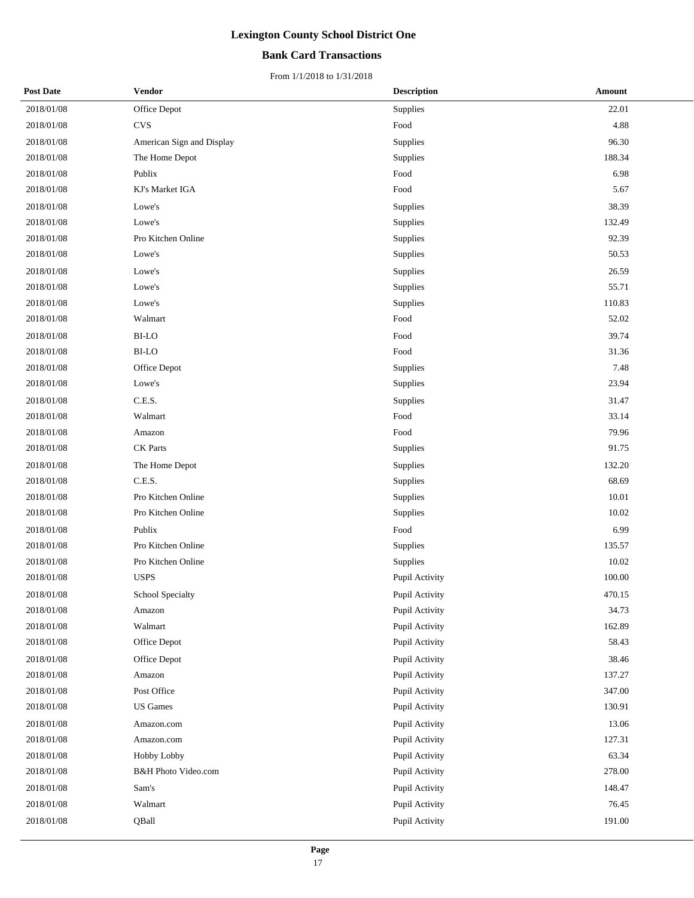# Lexington County School District One

## Bank Card Transactions

From 1/1/2018 to 1/31/2018

| Post Date | Vendor | Description | Amount |
|---|---|---|---|
| 2018/01/08 | Office Depot | Supplies | 22.01 |
| 2018/01/08 | CVS | Food | 4.88 |
| 2018/01/08 | American Sign and Display | Supplies | 96.30 |
| 2018/01/08 | The Home Depot | Supplies | 188.34 |
| 2018/01/08 | Publix | Food | 6.98 |
| 2018/01/08 | KJ's Market IGA | Food | 5.67 |
| 2018/01/08 | Lowe's | Supplies | 38.39 |
| 2018/01/08 | Lowe's | Supplies | 132.49 |
| 2018/01/08 | Pro Kitchen Online | Supplies | 92.39 |
| 2018/01/08 | Lowe's | Supplies | 50.53 |
| 2018/01/08 | Lowe's | Supplies | 26.59 |
| 2018/01/08 | Lowe's | Supplies | 55.71 |
| 2018/01/08 | Lowe's | Supplies | 110.83 |
| 2018/01/08 | Walmart | Food | 52.02 |
| 2018/01/08 | BI-LO | Food | 39.74 |
| 2018/01/08 | BI-LO | Food | 31.36 |
| 2018/01/08 | Office Depot | Supplies | 7.48 |
| 2018/01/08 | Lowe's | Supplies | 23.94 |
| 2018/01/08 | C.E.S. | Supplies | 31.47 |
| 2018/01/08 | Walmart | Food | 33.14 |
| 2018/01/08 | Amazon | Food | 79.96 |
| 2018/01/08 | CK Parts | Supplies | 91.75 |
| 2018/01/08 | The Home Depot | Supplies | 132.20 |
| 2018/01/08 | C.E.S. | Supplies | 68.69 |
| 2018/01/08 | Pro Kitchen Online | Supplies | 10.01 |
| 2018/01/08 | Pro Kitchen Online | Supplies | 10.02 |
| 2018/01/08 | Publix | Food | 6.99 |
| 2018/01/08 | Pro Kitchen Online | Supplies | 135.57 |
| 2018/01/08 | Pro Kitchen Online | Supplies | 10.02 |
| 2018/01/08 | USPS | Pupil Activity | 100.00 |
| 2018/01/08 | School Specialty | Pupil Activity | 470.15 |
| 2018/01/08 | Amazon | Pupil Activity | 34.73 |
| 2018/01/08 | Walmart | Pupil Activity | 162.89 |
| 2018/01/08 | Office Depot | Pupil Activity | 58.43 |
| 2018/01/08 | Office Depot | Pupil Activity | 38.46 |
| 2018/01/08 | Amazon | Pupil Activity | 137.27 |
| 2018/01/08 | Post Office | Pupil Activity | 347.00 |
| 2018/01/08 | US Games | Pupil Activity | 130.91 |
| 2018/01/08 | Amazon.com | Pupil Activity | 13.06 |
| 2018/01/08 | Amazon.com | Pupil Activity | 127.31 |
| 2018/01/08 | Hobby Lobby | Pupil Activity | 63.34 |
| 2018/01/08 | B&H Photo Video.com | Pupil Activity | 278.00 |
| 2018/01/08 | Sam's | Pupil Activity | 148.47 |
| 2018/01/08 | Walmart | Pupil Activity | 76.45 |
| 2018/01/08 | QBall | Pupil Activity | 191.00 |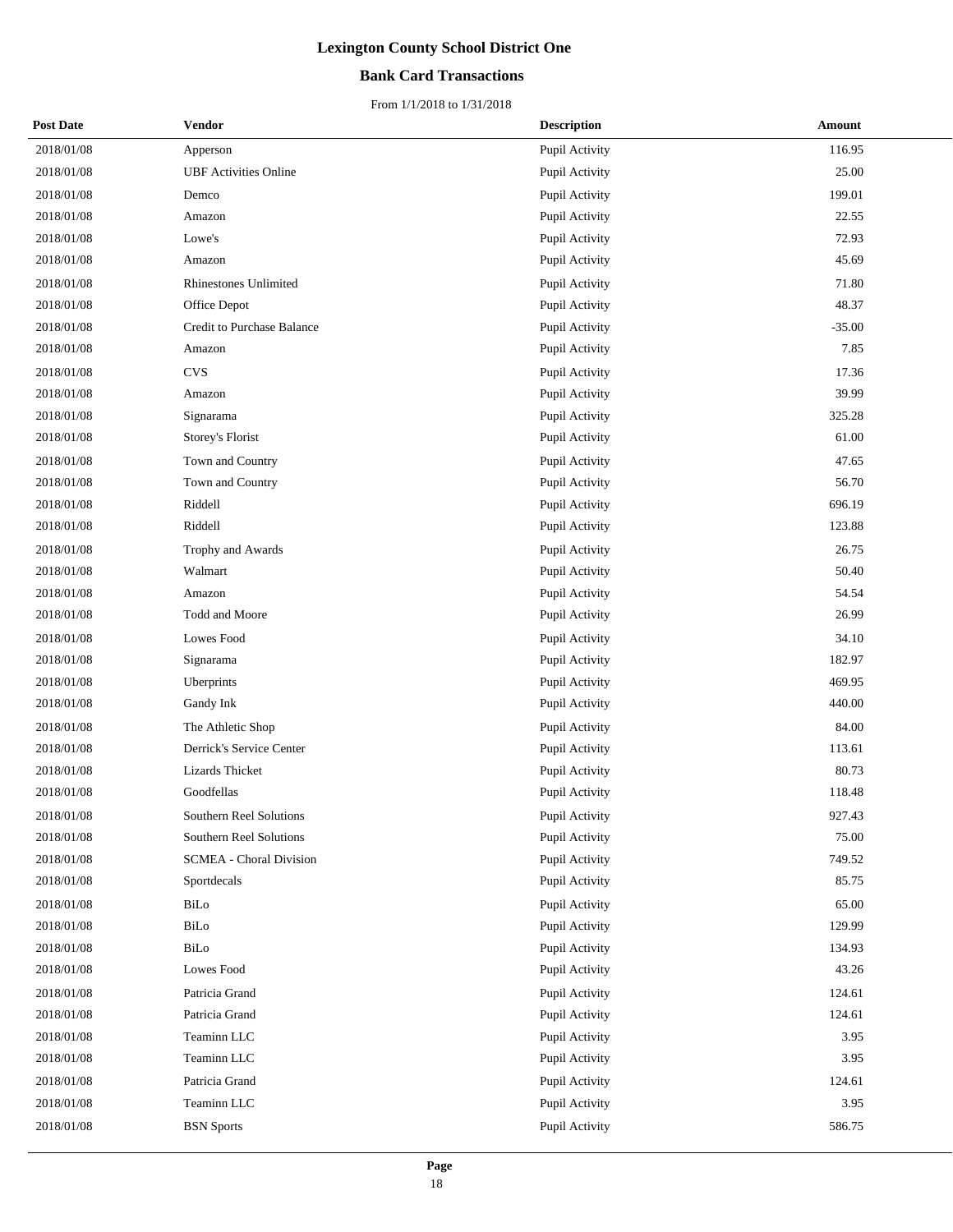# Lexington County School District One

## Bank Card Transactions

From 1/1/2018 to 1/31/2018

| Post Date | Vendor | Description | Amount |
|---|---|---|---|
| 2018/01/08 | Apperson | Pupil Activity | 116.95 |
| 2018/01/08 | UBF Activities Online | Pupil Activity | 25.00 |
| 2018/01/08 | Demco | Pupil Activity | 199.01 |
| 2018/01/08 | Amazon | Pupil Activity | 22.55 |
| 2018/01/08 | Lowe's | Pupil Activity | 72.93 |
| 2018/01/08 | Amazon | Pupil Activity | 45.69 |
| 2018/01/08 | Rhinestones Unlimited | Pupil Activity | 71.80 |
| 2018/01/08 | Office Depot | Pupil Activity | 48.37 |
| 2018/01/08 | Credit to Purchase Balance | Pupil Activity | -35.00 |
| 2018/01/08 | Amazon | Pupil Activity | 7.85 |
| 2018/01/08 | CVS | Pupil Activity | 17.36 |
| 2018/01/08 | Amazon | Pupil Activity | 39.99 |
| 2018/01/08 | Signarama | Pupil Activity | 325.28 |
| 2018/01/08 | Storey's Florist | Pupil Activity | 61.00 |
| 2018/01/08 | Town and Country | Pupil Activity | 47.65 |
| 2018/01/08 | Town and Country | Pupil Activity | 56.70 |
| 2018/01/08 | Riddell | Pupil Activity | 696.19 |
| 2018/01/08 | Riddell | Pupil Activity | 123.88 |
| 2018/01/08 | Trophy and Awards | Pupil Activity | 26.75 |
| 2018/01/08 | Walmart | Pupil Activity | 50.40 |
| 2018/01/08 | Amazon | Pupil Activity | 54.54 |
| 2018/01/08 | Todd and Moore | Pupil Activity | 26.99 |
| 2018/01/08 | Lowes Food | Pupil Activity | 34.10 |
| 2018/01/08 | Signarama | Pupil Activity | 182.97 |
| 2018/01/08 | Uberprints | Pupil Activity | 469.95 |
| 2018/01/08 | Gandy Ink | Pupil Activity | 440.00 |
| 2018/01/08 | The Athletic Shop | Pupil Activity | 84.00 |
| 2018/01/08 | Derrick's Service Center | Pupil Activity | 113.61 |
| 2018/01/08 | Lizards Thicket | Pupil Activity | 80.73 |
| 2018/01/08 | Goodfellas | Pupil Activity | 118.48 |
| 2018/01/08 | Southern Reel Solutions | Pupil Activity | 927.43 |
| 2018/01/08 | Southern Reel Solutions | Pupil Activity | 75.00 |
| 2018/01/08 | SCMEA - Choral Division | Pupil Activity | 749.52 |
| 2018/01/08 | Sportdecals | Pupil Activity | 85.75 |
| 2018/01/08 | BiLo | Pupil Activity | 65.00 |
| 2018/01/08 | BiLo | Pupil Activity | 129.99 |
| 2018/01/08 | BiLo | Pupil Activity | 134.93 |
| 2018/01/08 | Lowes Food | Pupil Activity | 43.26 |
| 2018/01/08 | Patricia Grand | Pupil Activity | 124.61 |
| 2018/01/08 | Patricia Grand | Pupil Activity | 124.61 |
| 2018/01/08 | Teaminn LLC | Pupil Activity | 3.95 |
| 2018/01/08 | Teaminn LLC | Pupil Activity | 3.95 |
| 2018/01/08 | Patricia Grand | Pupil Activity | 124.61 |
| 2018/01/08 | Teaminn LLC | Pupil Activity | 3.95 |
| 2018/01/08 | BSN Sports | Pupil Activity | 586.75 |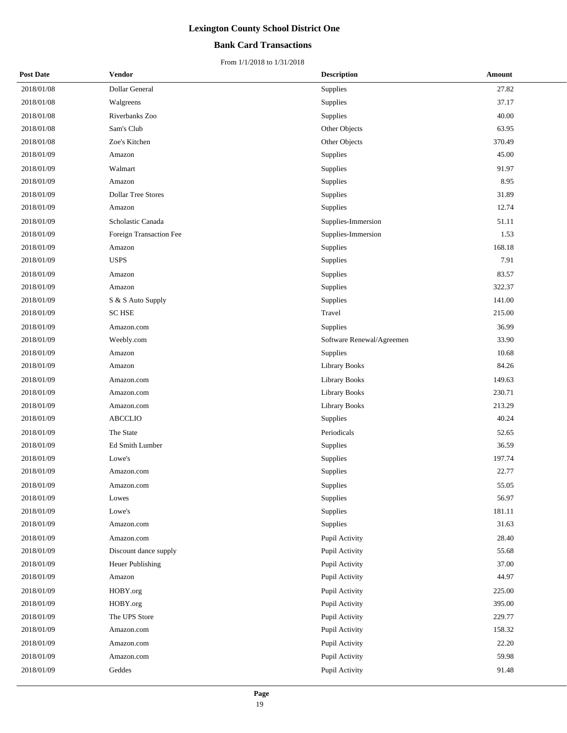# Lexington County School District One

## Bank Card Transactions

From 1/1/2018 to 1/31/2018

| Post Date | Vendor | Description | Amount |
|---|---|---|---|
| 2018/01/08 | Dollar General | Supplies | 27.82 |
| 2018/01/08 | Walgreens | Supplies | 37.17 |
| 2018/01/08 | Riverbanks Zoo | Supplies | 40.00 |
| 2018/01/08 | Sam's Club | Other Objects | 63.95 |
| 2018/01/08 | Zoe's Kitchen | Other Objects | 370.49 |
| 2018/01/09 | Amazon | Supplies | 45.00 |
| 2018/01/09 | Walmart | Supplies | 91.97 |
| 2018/01/09 | Amazon | Supplies | 8.95 |
| 2018/01/09 | Dollar Tree Stores | Supplies | 31.89 |
| 2018/01/09 | Amazon | Supplies | 12.74 |
| 2018/01/09 | Scholastic Canada | Supplies-Immersion | 51.11 |
| 2018/01/09 | Foreign Transaction Fee | Supplies-Immersion | 1.53 |
| 2018/01/09 | Amazon | Supplies | 168.18 |
| 2018/01/09 | USPS | Supplies | 7.91 |
| 2018/01/09 | Amazon | Supplies | 83.57 |
| 2018/01/09 | Amazon | Supplies | 322.37 |
| 2018/01/09 | S & S Auto Supply | Supplies | 141.00 |
| 2018/01/09 | SC HSE | Travel | 215.00 |
| 2018/01/09 | Amazon.com | Supplies | 36.99 |
| 2018/01/09 | Weebly.com | Software Renewal/Agreemen | 33.90 |
| 2018/01/09 | Amazon | Supplies | 10.68 |
| 2018/01/09 | Amazon | Library Books | 84.26 |
| 2018/01/09 | Amazon.com | Library Books | 149.63 |
| 2018/01/09 | Amazon.com | Library Books | 230.71 |
| 2018/01/09 | Amazon.com | Library Books | 213.29 |
| 2018/01/09 | ABCCLIO | Supplies | 40.24 |
| 2018/01/09 | The State | Periodicals | 52.65 |
| 2018/01/09 | Ed Smith Lumber | Supplies | 36.59 |
| 2018/01/09 | Lowe's | Supplies | 197.74 |
| 2018/01/09 | Amazon.com | Supplies | 22.77 |
| 2018/01/09 | Amazon.com | Supplies | 55.05 |
| 2018/01/09 | Lowes | Supplies | 56.97 |
| 2018/01/09 | Lowe's | Supplies | 181.11 |
| 2018/01/09 | Amazon.com | Supplies | 31.63 |
| 2018/01/09 | Amazon.com | Pupil Activity | 28.40 |
| 2018/01/09 | Discount dance supply | Pupil Activity | 55.68 |
| 2018/01/09 | Heuer Publishing | Pupil Activity | 37.00 |
| 2018/01/09 | Amazon | Pupil Activity | 44.97 |
| 2018/01/09 | HOBY.org | Pupil Activity | 225.00 |
| 2018/01/09 | HOBY.org | Pupil Activity | 395.00 |
| 2018/01/09 | The UPS Store | Pupil Activity | 229.77 |
| 2018/01/09 | Amazon.com | Pupil Activity | 158.32 |
| 2018/01/09 | Amazon.com | Pupil Activity | 22.20 |
| 2018/01/09 | Amazon.com | Pupil Activity | 59.98 |
| 2018/01/09 | Geddes | Pupil Activity | 91.48 |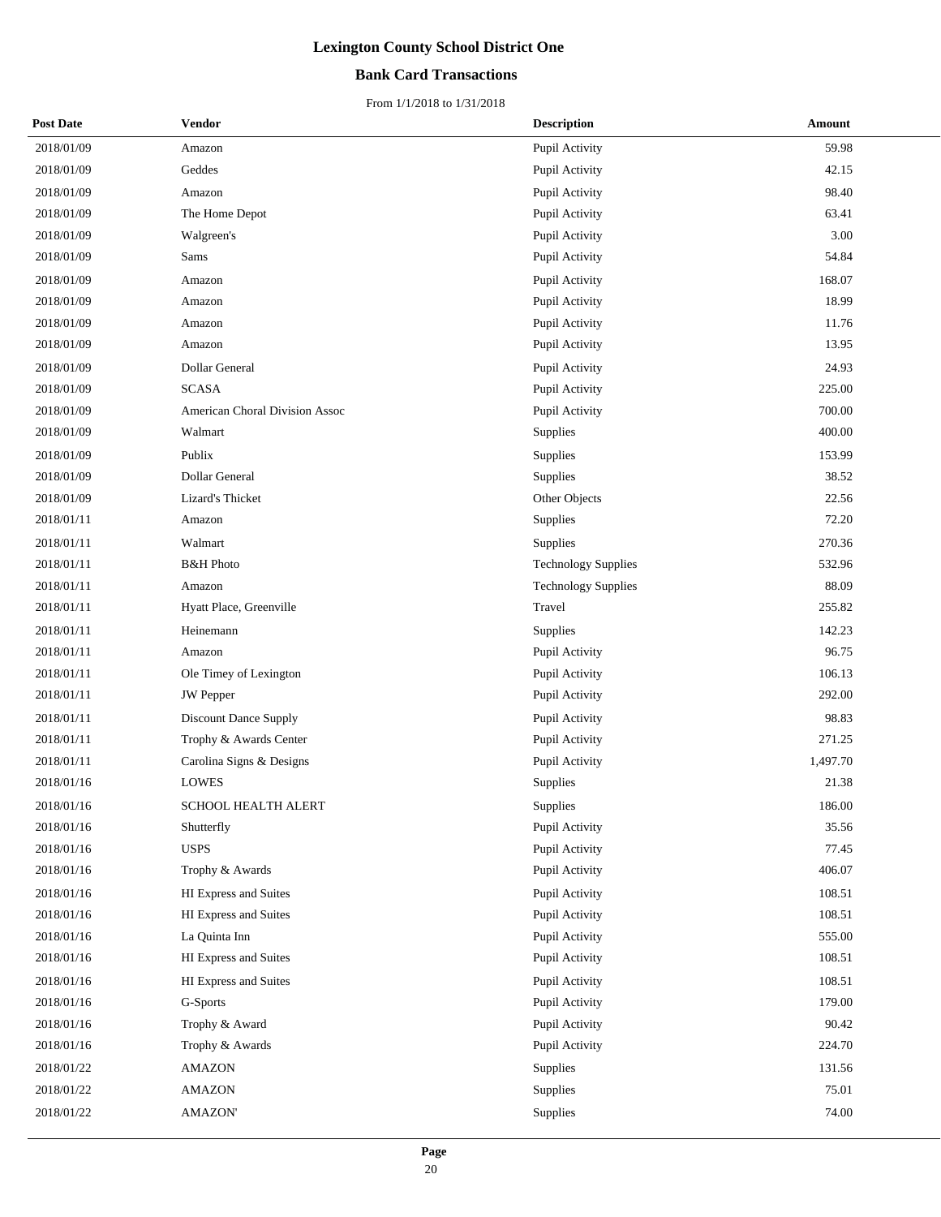# Lexington County School District One

## Bank Card Transactions

From 1/1/2018 to 1/31/2018

| Post Date | Vendor | Description | Amount |
|---|---|---|---|
| 2018/01/09 | Amazon | Pupil Activity | 59.98 |
| 2018/01/09 | Geddes | Pupil Activity | 42.15 |
| 2018/01/09 | Amazon | Pupil Activity | 98.40 |
| 2018/01/09 | The Home Depot | Pupil Activity | 63.41 |
| 2018/01/09 | Walgreen's | Pupil Activity | 3.00 |
| 2018/01/09 | Sams | Pupil Activity | 54.84 |
| 2018/01/09 | Amazon | Pupil Activity | 168.07 |
| 2018/01/09 | Amazon | Pupil Activity | 18.99 |
| 2018/01/09 | Amazon | Pupil Activity | 11.76 |
| 2018/01/09 | Amazon | Pupil Activity | 13.95 |
| 2018/01/09 | Dollar General | Pupil Activity | 24.93 |
| 2018/01/09 | SCASA | Pupil Activity | 225.00 |
| 2018/01/09 | American Choral Division Assoc | Pupil Activity | 700.00 |
| 2018/01/09 | Walmart | Supplies | 400.00 |
| 2018/01/09 | Publix | Supplies | 153.99 |
| 2018/01/09 | Dollar General | Supplies | 38.52 |
| 2018/01/09 | Lizard's Thicket | Other Objects | 22.56 |
| 2018/01/11 | Amazon | Supplies | 72.20 |
| 2018/01/11 | Walmart | Supplies | 270.36 |
| 2018/01/11 | B&H Photo | Technology Supplies | 532.96 |
| 2018/01/11 | Amazon | Technology Supplies | 88.09 |
| 2018/01/11 | Hyatt Place, Greenville | Travel | 255.82 |
| 2018/01/11 | Heinemann | Supplies | 142.23 |
| 2018/01/11 | Amazon | Pupil Activity | 96.75 |
| 2018/01/11 | Ole Timey of Lexington | Pupil Activity | 106.13 |
| 2018/01/11 | JW Pepper | Pupil Activity | 292.00 |
| 2018/01/11 | Discount Dance Supply | Pupil Activity | 98.83 |
| 2018/01/11 | Trophy & Awards Center | Pupil Activity | 271.25 |
| 2018/01/11 | Carolina Signs & Designs | Pupil Activity | 1,497.70 |
| 2018/01/16 | LOWES | Supplies | 21.38 |
| 2018/01/16 | SCHOOL HEALTH ALERT | Supplies | 186.00 |
| 2018/01/16 | Shutterfly | Pupil Activity | 35.56 |
| 2018/01/16 | USPS | Pupil Activity | 77.45 |
| 2018/01/16 | Trophy & Awards | Pupil Activity | 406.07 |
| 2018/01/16 | HI Express and Suites | Pupil Activity | 108.51 |
| 2018/01/16 | HI Express and Suites | Pupil Activity | 108.51 |
| 2018/01/16 | La Quinta Inn | Pupil Activity | 555.00 |
| 2018/01/16 | HI Express and Suites | Pupil Activity | 108.51 |
| 2018/01/16 | HI Express and Suites | Pupil Activity | 108.51 |
| 2018/01/16 | G-Sports | Pupil Activity | 179.00 |
| 2018/01/16 | Trophy & Award | Pupil Activity | 90.42 |
| 2018/01/16 | Trophy & Awards | Pupil Activity | 224.70 |
| 2018/01/22 | AMAZON | Supplies | 131.56 |
| 2018/01/22 | AMAZON | Supplies | 75.01 |
| 2018/01/22 | AMAZON' | Supplies | 74.00 |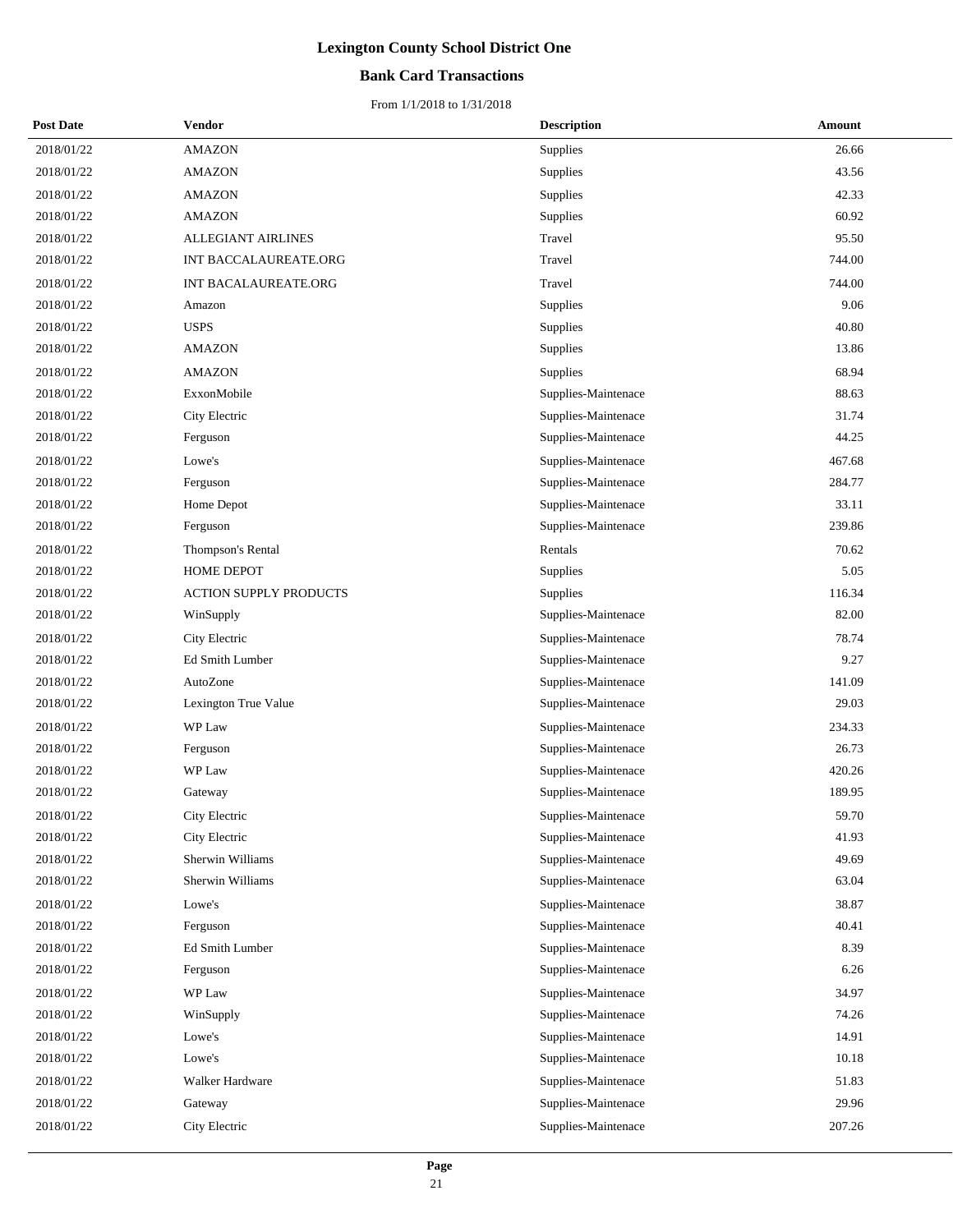# Lexington County School District One

## Bank Card Transactions

From 1/1/2018 to 1/31/2018

| Post Date | Vendor | Description | Amount |
|---|---|---|---|
| 2018/01/22 | AMAZON | Supplies | 26.66 |
| 2018/01/22 | AMAZON | Supplies | 43.56 |
| 2018/01/22 | AMAZON | Supplies | 42.33 |
| 2018/01/22 | AMAZON | Supplies | 60.92 |
| 2018/01/22 | ALLEGIANT AIRLINES | Travel | 95.50 |
| 2018/01/22 | INT BACCALAUREATE.ORG | Travel | 744.00 |
| 2018/01/22 | INT BACALAUREATE.ORG | Travel | 744.00 |
| 2018/01/22 | Amazon | Supplies | 9.06 |
| 2018/01/22 | USPS | Supplies | 40.80 |
| 2018/01/22 | AMAZON | Supplies | 13.86 |
| 2018/01/22 | AMAZON | Supplies | 68.94 |
| 2018/01/22 | ExxonMobile | Supplies-Maintenace | 88.63 |
| 2018/01/22 | City Electric | Supplies-Maintenace | 31.74 |
| 2018/01/22 | Ferguson | Supplies-Maintenace | 44.25 |
| 2018/01/22 | Lowe's | Supplies-Maintenace | 467.68 |
| 2018/01/22 | Ferguson | Supplies-Maintenace | 284.77 |
| 2018/01/22 | Home Depot | Supplies-Maintenace | 33.11 |
| 2018/01/22 | Ferguson | Supplies-Maintenace | 239.86 |
| 2018/01/22 | Thompson's Rental | Rentals | 70.62 |
| 2018/01/22 | HOME DEPOT | Supplies | 5.05 |
| 2018/01/22 | ACTION SUPPLY PRODUCTS | Supplies | 116.34 |
| 2018/01/22 | WinSupply | Supplies-Maintenace | 82.00 |
| 2018/01/22 | City Electric | Supplies-Maintenace | 78.74 |
| 2018/01/22 | Ed Smith Lumber | Supplies-Maintenace | 9.27 |
| 2018/01/22 | AutoZone | Supplies-Maintenace | 141.09 |
| 2018/01/22 | Lexington True Value | Supplies-Maintenace | 29.03 |
| 2018/01/22 | WP Law | Supplies-Maintenace | 234.33 |
| 2018/01/22 | Ferguson | Supplies-Maintenace | 26.73 |
| 2018/01/22 | WP Law | Supplies-Maintenace | 420.26 |
| 2018/01/22 | Gateway | Supplies-Maintenace | 189.95 |
| 2018/01/22 | City Electric | Supplies-Maintenace | 59.70 |
| 2018/01/22 | City Electric | Supplies-Maintenace | 41.93 |
| 2018/01/22 | Sherwin Williams | Supplies-Maintenace | 49.69 |
| 2018/01/22 | Sherwin Williams | Supplies-Maintenace | 63.04 |
| 2018/01/22 | Lowe's | Supplies-Maintenace | 38.87 |
| 2018/01/22 | Ferguson | Supplies-Maintenace | 40.41 |
| 2018/01/22 | Ed Smith Lumber | Supplies-Maintenace | 8.39 |
| 2018/01/22 | Ferguson | Supplies-Maintenace | 6.26 |
| 2018/01/22 | WP Law | Supplies-Maintenace | 34.97 |
| 2018/01/22 | WinSupply | Supplies-Maintenace | 74.26 |
| 2018/01/22 | Lowe's | Supplies-Maintenace | 14.91 |
| 2018/01/22 | Lowe's | Supplies-Maintenace | 10.18 |
| 2018/01/22 | Walker Hardware | Supplies-Maintenace | 51.83 |
| 2018/01/22 | Gateway | Supplies-Maintenace | 29.96 |
| 2018/01/22 | City Electric | Supplies-Maintenace | 207.26 |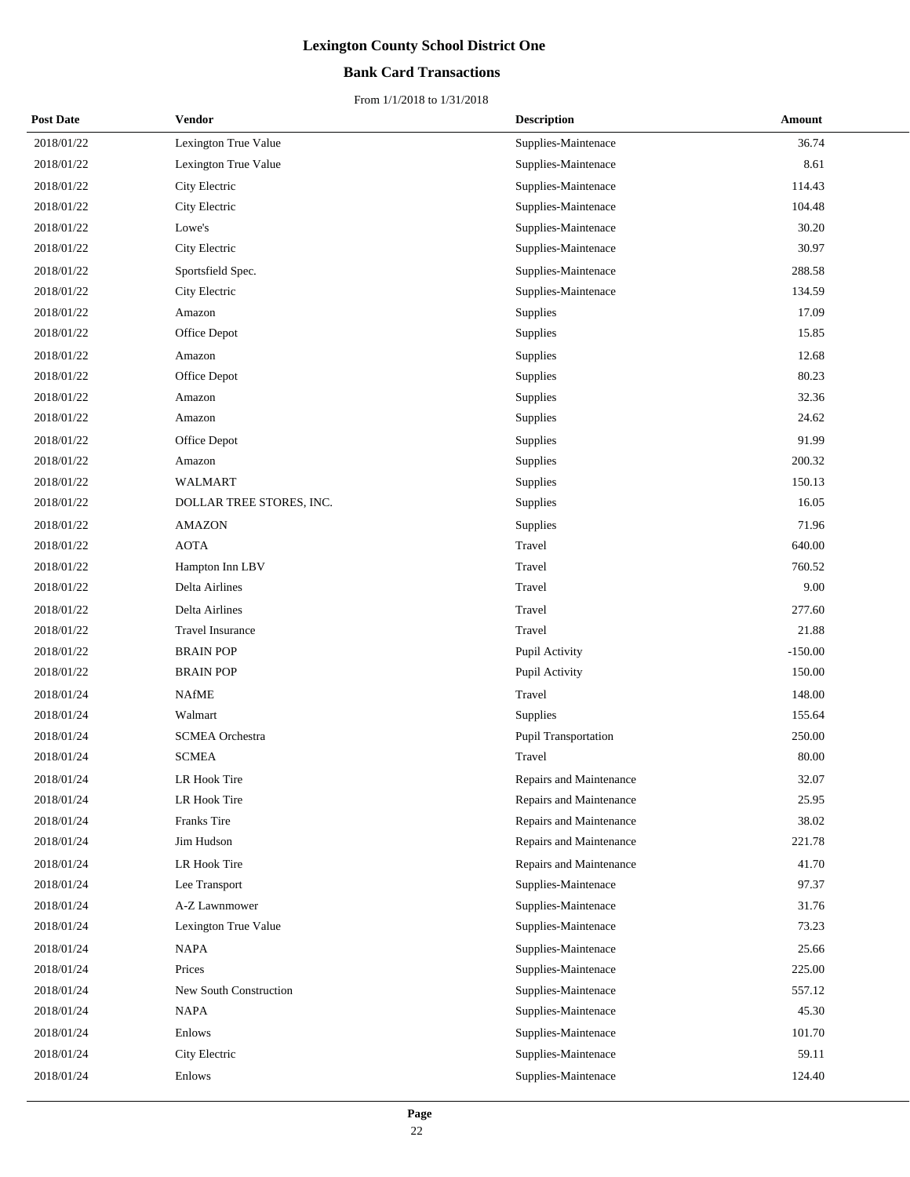# Lexington County School District One

## Bank Card Transactions

From 1/1/2018 to 1/31/2018

| Post Date | Vendor | Description | Amount |
|---|---|---|---|
| 2018/01/22 | Lexington True Value | Supplies-Maintenace | 36.74 |
| 2018/01/22 | Lexington True Value | Supplies-Maintenace | 8.61 |
| 2018/01/22 | City Electric | Supplies-Maintenace | 114.43 |
| 2018/01/22 | City Electric | Supplies-Maintenace | 104.48 |
| 2018/01/22 | Lowe's | Supplies-Maintenace | 30.20 |
| 2018/01/22 | City Electric | Supplies-Maintenace | 30.97 |
| 2018/01/22 | Sportsfield Spec. | Supplies-Maintenace | 288.58 |
| 2018/01/22 | City Electric | Supplies-Maintenace | 134.59 |
| 2018/01/22 | Amazon | Supplies | 17.09 |
| 2018/01/22 | Office Depot | Supplies | 15.85 |
| 2018/01/22 | Amazon | Supplies | 12.68 |
| 2018/01/22 | Office Depot | Supplies | 80.23 |
| 2018/01/22 | Amazon | Supplies | 32.36 |
| 2018/01/22 | Amazon | Supplies | 24.62 |
| 2018/01/22 | Office Depot | Supplies | 91.99 |
| 2018/01/22 | Amazon | Supplies | 200.32 |
| 2018/01/22 | WALMART | Supplies | 150.13 |
| 2018/01/22 | DOLLAR TREE STORES, INC. | Supplies | 16.05 |
| 2018/01/22 | AMAZON | Supplies | 71.96 |
| 2018/01/22 | AOTA | Travel | 640.00 |
| 2018/01/22 | Hampton Inn LBV | Travel | 760.52 |
| 2018/01/22 | Delta Airlines | Travel | 9.00 |
| 2018/01/22 | Delta Airlines | Travel | 277.60 |
| 2018/01/22 | Travel Insurance | Travel | 21.88 |
| 2018/01/22 | BRAIN POP | Pupil Activity | -150.00 |
| 2018/01/22 | BRAIN POP | Pupil Activity | 150.00 |
| 2018/01/24 | NAfME | Travel | 148.00 |
| 2018/01/24 | Walmart | Supplies | 155.64 |
| 2018/01/24 | SCMEA Orchestra | Pupil Transportation | 250.00 |
| 2018/01/24 | SCMEA | Travel | 80.00 |
| 2018/01/24 | LR Hook Tire | Repairs and Maintenance | 32.07 |
| 2018/01/24 | LR Hook Tire | Repairs and Maintenance | 25.95 |
| 2018/01/24 | Franks Tire | Repairs and Maintenance | 38.02 |
| 2018/01/24 | Jim Hudson | Repairs and Maintenance | 221.78 |
| 2018/01/24 | LR Hook Tire | Repairs and Maintenance | 41.70 |
| 2018/01/24 | Lee Transport | Supplies-Maintenace | 97.37 |
| 2018/01/24 | A-Z Lawnmower | Supplies-Maintenace | 31.76 |
| 2018/01/24 | Lexington True Value | Supplies-Maintenace | 73.23 |
| 2018/01/24 | NAPA | Supplies-Maintenace | 25.66 |
| 2018/01/24 | Prices | Supplies-Maintenace | 225.00 |
| 2018/01/24 | New South Construction | Supplies-Maintenace | 557.12 |
| 2018/01/24 | NAPA | Supplies-Maintenace | 45.30 |
| 2018/01/24 | Enlows | Supplies-Maintenace | 101.70 |
| 2018/01/24 | City Electric | Supplies-Maintenace | 59.11 |
| 2018/01/24 | Enlows | Supplies-Maintenace | 124.40 |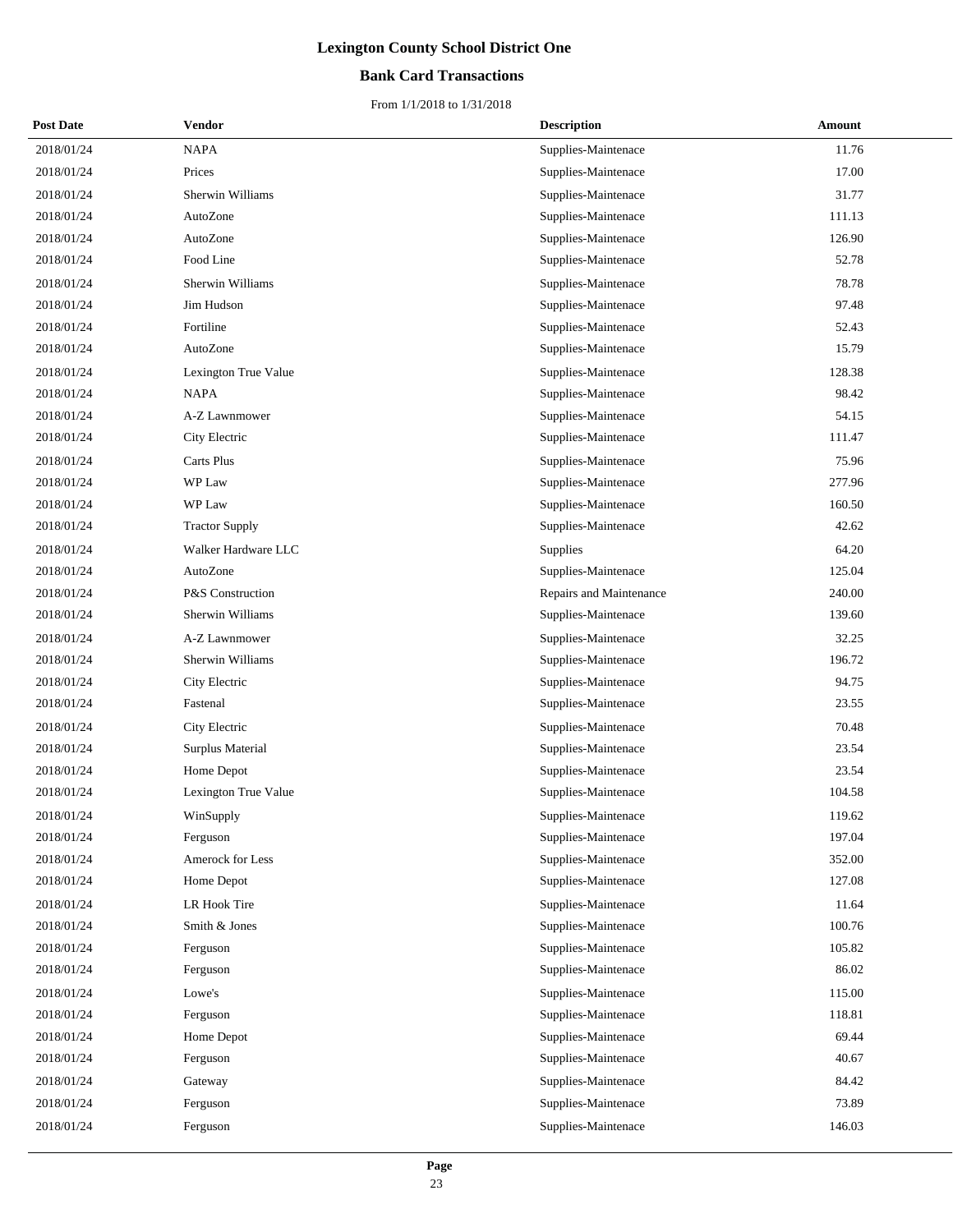# Lexington County School District One

## Bank Card Transactions

From 1/1/2018 to 1/31/2018

| Post Date | Vendor | Description | Amount |
|---|---|---|---|
| 2018/01/24 | NAPA | Supplies-Maintenace | 11.76 |
| 2018/01/24 | Prices | Supplies-Maintenace | 17.00 |
| 2018/01/24 | Sherwin Williams | Supplies-Maintenace | 31.77 |
| 2018/01/24 | AutoZone | Supplies-Maintenace | 111.13 |
| 2018/01/24 | AutoZone | Supplies-Maintenace | 126.90 |
| 2018/01/24 | Food Line | Supplies-Maintenace | 52.78 |
| 2018/01/24 | Sherwin Williams | Supplies-Maintenace | 78.78 |
| 2018/01/24 | Jim Hudson | Supplies-Maintenace | 97.48 |
| 2018/01/24 | Fortiline | Supplies-Maintenace | 52.43 |
| 2018/01/24 | AutoZone | Supplies-Maintenace | 15.79 |
| 2018/01/24 | Lexington True Value | Supplies-Maintenace | 128.38 |
| 2018/01/24 | NAPA | Supplies-Maintenace | 98.42 |
| 2018/01/24 | A-Z Lawnmower | Supplies-Maintenace | 54.15 |
| 2018/01/24 | City Electric | Supplies-Maintenace | 111.47 |
| 2018/01/24 | Carts Plus | Supplies-Maintenace | 75.96 |
| 2018/01/24 | WP Law | Supplies-Maintenace | 277.96 |
| 2018/01/24 | WP Law | Supplies-Maintenace | 160.50 |
| 2018/01/24 | Tractor Supply | Supplies-Maintenace | 42.62 |
| 2018/01/24 | Walker Hardware LLC | Supplies | 64.20 |
| 2018/01/24 | AutoZone | Supplies-Maintenace | 125.04 |
| 2018/01/24 | P&S Construction | Repairs and Maintenance | 240.00 |
| 2018/01/24 | Sherwin Williams | Supplies-Maintenace | 139.60 |
| 2018/01/24 | A-Z Lawnmower | Supplies-Maintenace | 32.25 |
| 2018/01/24 | Sherwin Williams | Supplies-Maintenace | 196.72 |
| 2018/01/24 | City Electric | Supplies-Maintenace | 94.75 |
| 2018/01/24 | Fastenal | Supplies-Maintenace | 23.55 |
| 2018/01/24 | City Electric | Supplies-Maintenace | 70.48 |
| 2018/01/24 | Surplus Material | Supplies-Maintenace | 23.54 |
| 2018/01/24 | Home Depot | Supplies-Maintenace | 23.54 |
| 2018/01/24 | Lexington True Value | Supplies-Maintenace | 104.58 |
| 2018/01/24 | WinSupply | Supplies-Maintenace | 119.62 |
| 2018/01/24 | Ferguson | Supplies-Maintenace | 197.04 |
| 2018/01/24 | Amerock for Less | Supplies-Maintenace | 352.00 |
| 2018/01/24 | Home Depot | Supplies-Maintenace | 127.08 |
| 2018/01/24 | LR Hook Tire | Supplies-Maintenace | 11.64 |
| 2018/01/24 | Smith & Jones | Supplies-Maintenace | 100.76 |
| 2018/01/24 | Ferguson | Supplies-Maintenace | 105.82 |
| 2018/01/24 | Ferguson | Supplies-Maintenace | 86.02 |
| 2018/01/24 | Lowe's | Supplies-Maintenace | 115.00 |
| 2018/01/24 | Ferguson | Supplies-Maintenace | 118.81 |
| 2018/01/24 | Home Depot | Supplies-Maintenace | 69.44 |
| 2018/01/24 | Ferguson | Supplies-Maintenace | 40.67 |
| 2018/01/24 | Gateway | Supplies-Maintenace | 84.42 |
| 2018/01/24 | Ferguson | Supplies-Maintenace | 73.89 |
| 2018/01/24 | Ferguson | Supplies-Maintenace | 146.03 |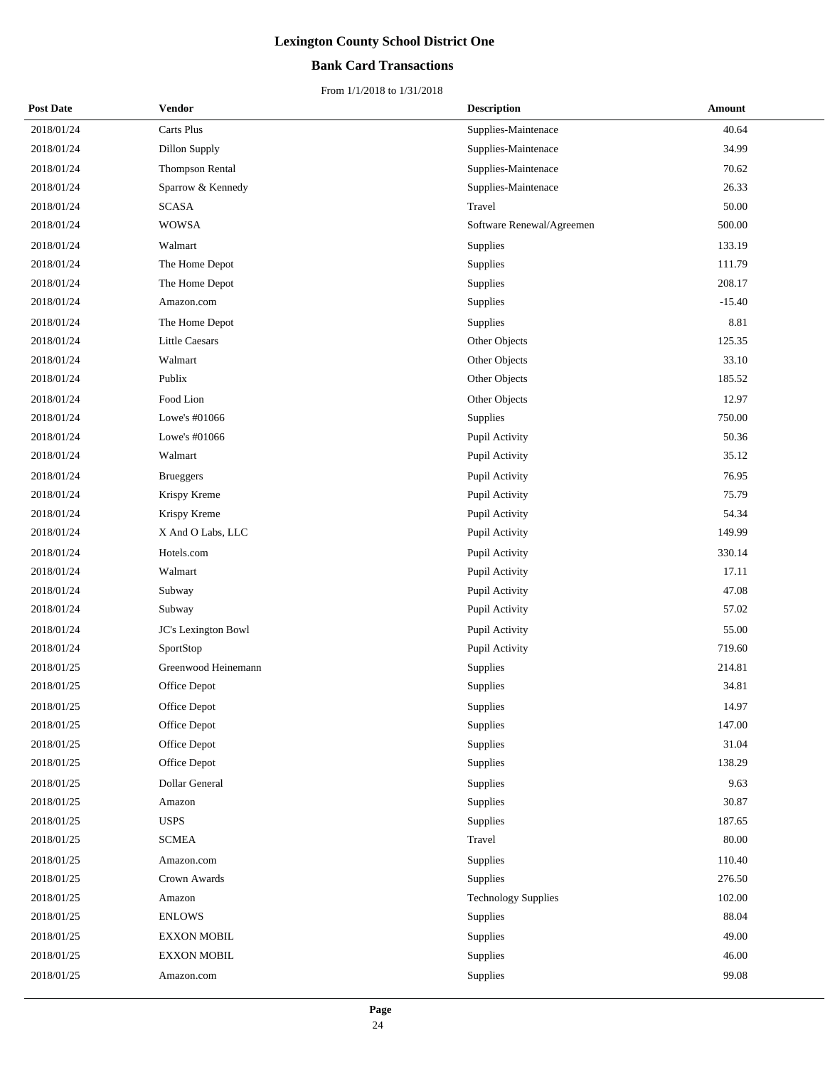# Lexington County School District One

## Bank Card Transactions

From 1/1/2018 to 1/31/2018

| Post Date | Vendor | Description | Amount |
|---|---|---|---|
| 2018/01/24 | Carts Plus | Supplies-Maintenace | 40.64 |
| 2018/01/24 | Dillon Supply | Supplies-Maintenace | 34.99 |
| 2018/01/24 | Thompson Rental | Supplies-Maintenace | 70.62 |
| 2018/01/24 | Sparrow & Kennedy | Supplies-Maintenace | 26.33 |
| 2018/01/24 | SCASA | Travel | 50.00 |
| 2018/01/24 | WOWSA | Software Renewal/Agreemen | 500.00 |
| 2018/01/24 | Walmart | Supplies | 133.19 |
| 2018/01/24 | The Home Depot | Supplies | 111.79 |
| 2018/01/24 | The Home Depot | Supplies | 208.17 |
| 2018/01/24 | Amazon.com | Supplies | -15.40 |
| 2018/01/24 | The Home Depot | Supplies | 8.81 |
| 2018/01/24 | Little Caesars | Other Objects | 125.35 |
| 2018/01/24 | Walmart | Other Objects | 33.10 |
| 2018/01/24 | Publix | Other Objects | 185.52 |
| 2018/01/24 | Food Lion | Other Objects | 12.97 |
| 2018/01/24 | Lowe's #01066 | Supplies | 750.00 |
| 2018/01/24 | Lowe's #01066 | Pupil Activity | 50.36 |
| 2018/01/24 | Walmart | Pupil Activity | 35.12 |
| 2018/01/24 | Brueggers | Pupil Activity | 76.95 |
| 2018/01/24 | Krispy Kreme | Pupil Activity | 75.79 |
| 2018/01/24 | Krispy Kreme | Pupil Activity | 54.34 |
| 2018/01/24 | X And O Labs, LLC | Pupil Activity | 149.99 |
| 2018/01/24 | Hotels.com | Pupil Activity | 330.14 |
| 2018/01/24 | Walmart | Pupil Activity | 17.11 |
| 2018/01/24 | Subway | Pupil Activity | 47.08 |
| 2018/01/24 | Subway | Pupil Activity | 57.02 |
| 2018/01/24 | JC's Lexington Bowl | Pupil Activity | 55.00 |
| 2018/01/24 | SportStop | Pupil Activity | 719.60 |
| 2018/01/25 | Greenwood Heinemann | Supplies | 214.81 |
| 2018/01/25 | Office Depot | Supplies | 34.81 |
| 2018/01/25 | Office Depot | Supplies | 14.97 |
| 2018/01/25 | Office Depot | Supplies | 147.00 |
| 2018/01/25 | Office Depot | Supplies | 31.04 |
| 2018/01/25 | Office Depot | Supplies | 138.29 |
| 2018/01/25 | Dollar General | Supplies | 9.63 |
| 2018/01/25 | Amazon | Supplies | 30.87 |
| 2018/01/25 | USPS | Supplies | 187.65 |
| 2018/01/25 | SCMEA | Travel | 80.00 |
| 2018/01/25 | Amazon.com | Supplies | 110.40 |
| 2018/01/25 | Crown Awards | Supplies | 276.50 |
| 2018/01/25 | Amazon | Technology Supplies | 102.00 |
| 2018/01/25 | ENLOWS | Supplies | 88.04 |
| 2018/01/25 | EXXON MOBIL | Supplies | 49.00 |
| 2018/01/25 | EXXON MOBIL | Supplies | 46.00 |
| 2018/01/25 | Amazon.com | Supplies | 99.08 |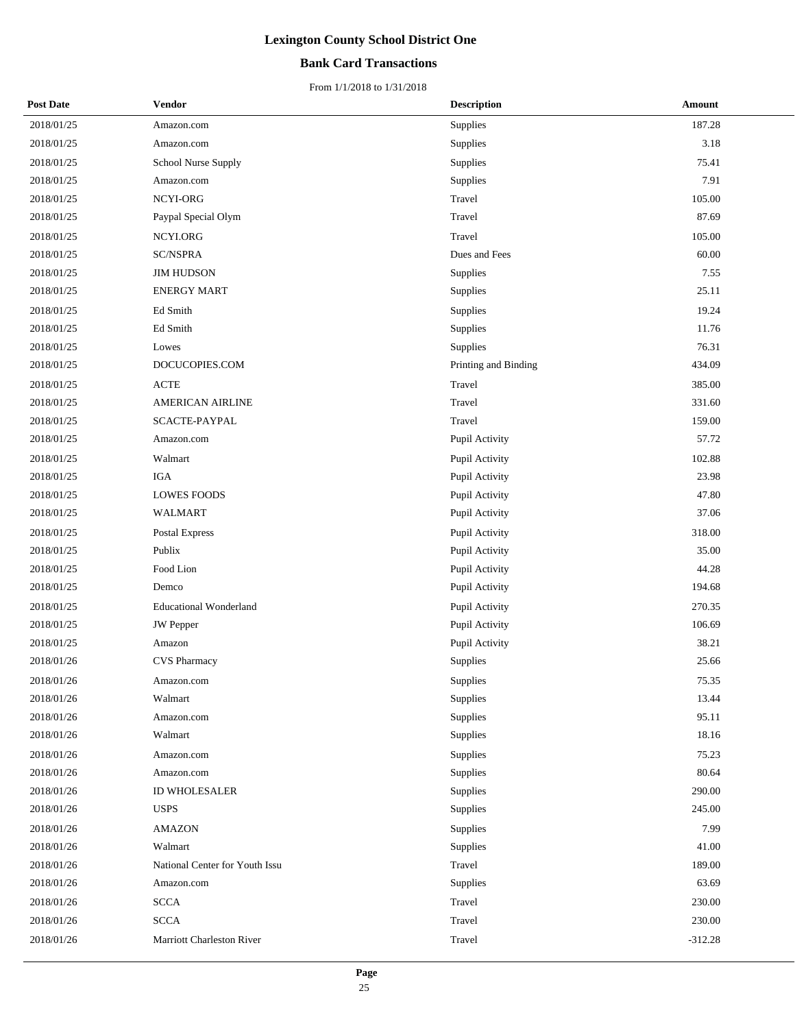# Lexington County School District One

## Bank Card Transactions

From 1/1/2018 to 1/31/2018

| Post Date | Vendor | Description | Amount |
|---|---|---|---|
| 2018/01/25 | Amazon.com | Supplies | 187.28 |
| 2018/01/25 | Amazon.com | Supplies | 3.18 |
| 2018/01/25 | School Nurse Supply | Supplies | 75.41 |
| 2018/01/25 | Amazon.com | Supplies | 7.91 |
| 2018/01/25 | NCYI-ORG | Travel | 105.00 |
| 2018/01/25 | Paypal Special Olym | Travel | 87.69 |
| 2018/01/25 | NCYI.ORG | Travel | 105.00 |
| 2018/01/25 | SC/NSPRA | Dues and Fees | 60.00 |
| 2018/01/25 | JIM HUDSON | Supplies | 7.55 |
| 2018/01/25 | ENERGY MART | Supplies | 25.11 |
| 2018/01/25 | Ed Smith | Supplies | 19.24 |
| 2018/01/25 | Ed Smith | Supplies | 11.76 |
| 2018/01/25 | Lowes | Supplies | 76.31 |
| 2018/01/25 | DOCUCOPIES.COM | Printing and Binding | 434.09 |
| 2018/01/25 | ACTE | Travel | 385.00 |
| 2018/01/25 | AMERICAN AIRLINE | Travel | 331.60 |
| 2018/01/25 | SCACTE-PAYPAL | Travel | 159.00 |
| 2018/01/25 | Amazon.com | Pupil Activity | 57.72 |
| 2018/01/25 | Walmart | Pupil Activity | 102.88 |
| 2018/01/25 | IGA | Pupil Activity | 23.98 |
| 2018/01/25 | LOWES FOODS | Pupil Activity | 47.80 |
| 2018/01/25 | WALMART | Pupil Activity | 37.06 |
| 2018/01/25 | Postal Express | Pupil Activity | 318.00 |
| 2018/01/25 | Publix | Pupil Activity | 35.00 |
| 2018/01/25 | Food Lion | Pupil Activity | 44.28 |
| 2018/01/25 | Demco | Pupil Activity | 194.68 |
| 2018/01/25 | Educational Wonderland | Pupil Activity | 270.35 |
| 2018/01/25 | JW Pepper | Pupil Activity | 106.69 |
| 2018/01/25 | Amazon | Pupil Activity | 38.21 |
| 2018/01/26 | CVS Pharmacy | Supplies | 25.66 |
| 2018/01/26 | Amazon.com | Supplies | 75.35 |
| 2018/01/26 | Walmart | Supplies | 13.44 |
| 2018/01/26 | Amazon.com | Supplies | 95.11 |
| 2018/01/26 | Walmart | Supplies | 18.16 |
| 2018/01/26 | Amazon.com | Supplies | 75.23 |
| 2018/01/26 | Amazon.com | Supplies | 80.64 |
| 2018/01/26 | ID WHOLESALER | Supplies | 290.00 |
| 2018/01/26 | USPS | Supplies | 245.00 |
| 2018/01/26 | AMAZON | Supplies | 7.99 |
| 2018/01/26 | Walmart | Supplies | 41.00 |
| 2018/01/26 | National Center for Youth Issu | Travel | 189.00 |
| 2018/01/26 | Amazon.com | Supplies | 63.69 |
| 2018/01/26 | SCCA | Travel | 230.00 |
| 2018/01/26 | SCCA | Travel | 230.00 |
| 2018/01/26 | Marriott Charleston River | Travel | -312.28 |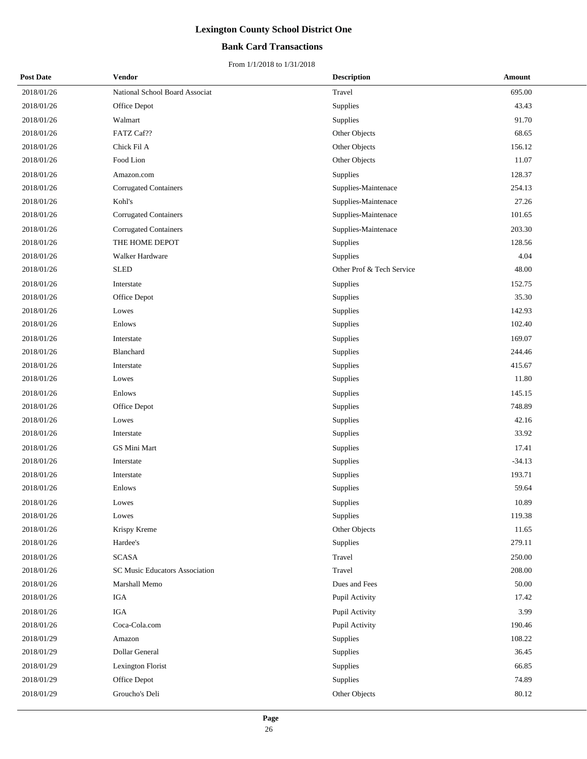# Lexington County School District One

## Bank Card Transactions

From 1/1/2018 to 1/31/2018

| Post Date | Vendor | Description | Amount |
|---|---|---|---|
| 2018/01/26 | National School Board Associat | Travel | 695.00 |
| 2018/01/26 | Office Depot | Supplies | 43.43 |
| 2018/01/26 | Walmart | Supplies | 91.70 |
| 2018/01/26 | FATZ Caf?? | Other Objects | 68.65 |
| 2018/01/26 | Chick Fil A | Other Objects | 156.12 |
| 2018/01/26 | Food Lion | Other Objects | 11.07 |
| 2018/01/26 | Amazon.com | Supplies | 128.37 |
| 2018/01/26 | Corrugated Containers | Supplies-Maintenace | 254.13 |
| 2018/01/26 | Kohl's | Supplies-Maintenace | 27.26 |
| 2018/01/26 | Corrugated Containers | Supplies-Maintenace | 101.65 |
| 2018/01/26 | Corrugated Containers | Supplies-Maintenace | 203.30 |
| 2018/01/26 | THE HOME DEPOT | Supplies | 128.56 |
| 2018/01/26 | Walker Hardware | Supplies | 4.04 |
| 2018/01/26 | SLED | Other Prof & Tech Service | 48.00 |
| 2018/01/26 | Interstate | Supplies | 152.75 |
| 2018/01/26 | Office Depot | Supplies | 35.30 |
| 2018/01/26 | Lowes | Supplies | 142.93 |
| 2018/01/26 | Enlows | Supplies | 102.40 |
| 2018/01/26 | Interstate | Supplies | 169.07 |
| 2018/01/26 | Blanchard | Supplies | 244.46 |
| 2018/01/26 | Interstate | Supplies | 415.67 |
| 2018/01/26 | Lowes | Supplies | 11.80 |
| 2018/01/26 | Enlows | Supplies | 145.15 |
| 2018/01/26 | Office Depot | Supplies | 748.89 |
| 2018/01/26 | Lowes | Supplies | 42.16 |
| 2018/01/26 | Interstate | Supplies | 33.92 |
| 2018/01/26 | GS Mini Mart | Supplies | 17.41 |
| 2018/01/26 | Interstate | Supplies | -34.13 |
| 2018/01/26 | Interstate | Supplies | 193.71 |
| 2018/01/26 | Enlows | Supplies | 59.64 |
| 2018/01/26 | Lowes | Supplies | 10.89 |
| 2018/01/26 | Lowes | Supplies | 119.38 |
| 2018/01/26 | Krispy Kreme | Other Objects | 11.65 |
| 2018/01/26 | Hardee's | Supplies | 279.11 |
| 2018/01/26 | SCASA | Travel | 250.00 |
| 2018/01/26 | SC Music Educators Association | Travel | 208.00 |
| 2018/01/26 | Marshall Memo | Dues and Fees | 50.00 |
| 2018/01/26 | IGA | Pupil Activity | 17.42 |
| 2018/01/26 | IGA | Pupil Activity | 3.99 |
| 2018/01/26 | Coca-Cola.com | Pupil Activity | 190.46 |
| 2018/01/29 | Amazon | Supplies | 108.22 |
| 2018/01/29 | Dollar General | Supplies | 36.45 |
| 2018/01/29 | Lexington Florist | Supplies | 66.85 |
| 2018/01/29 | Office Depot | Supplies | 74.89 |
| 2018/01/29 | Groucho's Deli | Other Objects | 80.12 |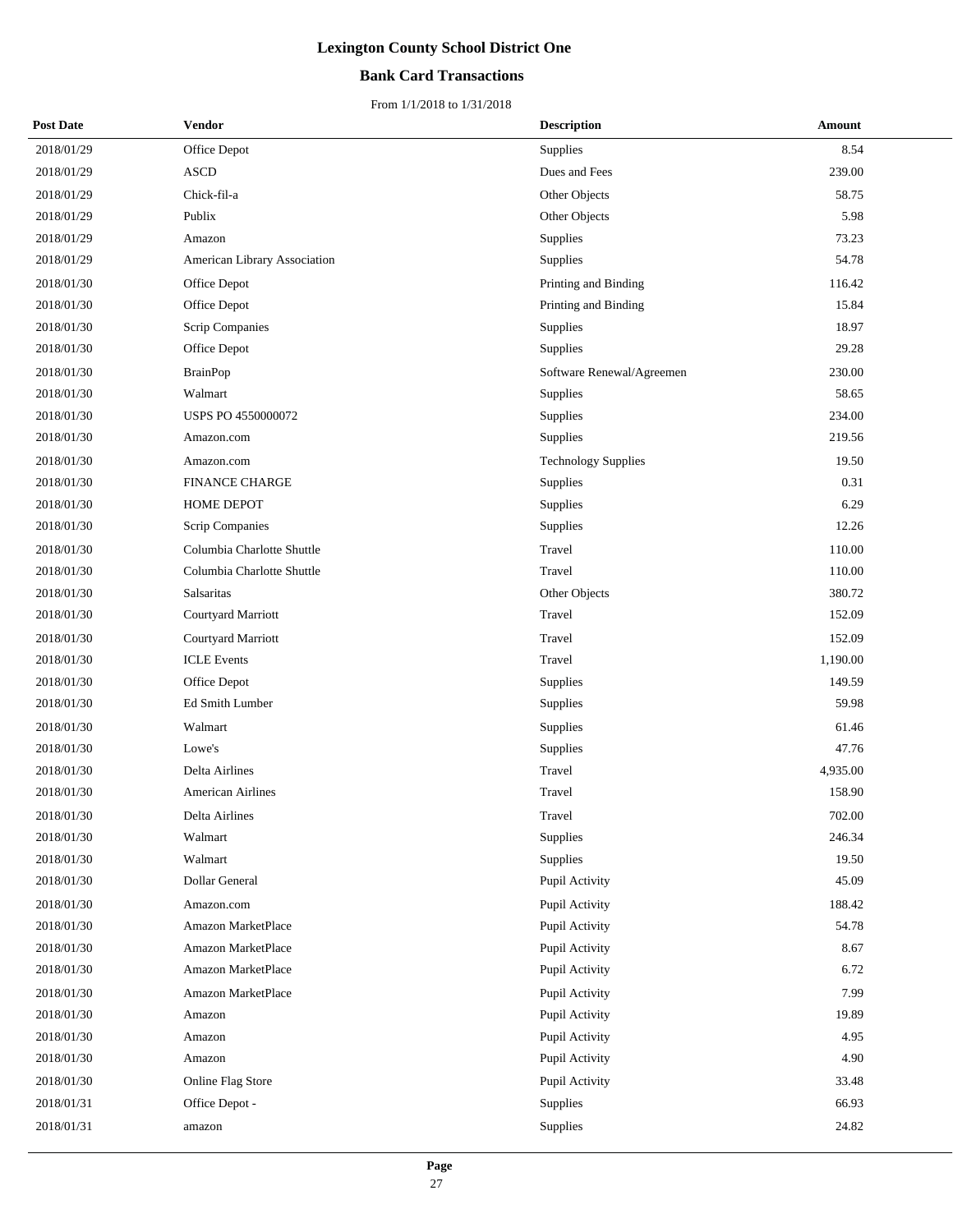# Lexington County School District One

## Bank Card Transactions

From 1/1/2018 to 1/31/2018

| Post Date | Vendor | Description | Amount |
|---|---|---|---|
| 2018/01/29 | Office Depot | Supplies | 8.54 |
| 2018/01/29 | ASCD | Dues and Fees | 239.00 |
| 2018/01/29 | Chick-fil-a | Other Objects | 58.75 |
| 2018/01/29 | Publix | Other Objects | 5.98 |
| 2018/01/29 | Amazon | Supplies | 73.23 |
| 2018/01/29 | American Library Association | Supplies | 54.78 |
| 2018/01/30 | Office Depot | Printing and Binding | 116.42 |
| 2018/01/30 | Office Depot | Printing and Binding | 15.84 |
| 2018/01/30 | Scrip Companies | Supplies | 18.97 |
| 2018/01/30 | Office Depot | Supplies | 29.28 |
| 2018/01/30 | BrainPop | Software Renewal/Agreemen | 230.00 |
| 2018/01/30 | Walmart | Supplies | 58.65 |
| 2018/01/30 | USPS PO 4550000072 | Supplies | 234.00 |
| 2018/01/30 | Amazon.com | Supplies | 219.56 |
| 2018/01/30 | Amazon.com | Technology Supplies | 19.50 |
| 2018/01/30 | FINANCE CHARGE | Supplies | 0.31 |
| 2018/01/30 | HOME DEPOT | Supplies | 6.29 |
| 2018/01/30 | Scrip Companies | Supplies | 12.26 |
| 2018/01/30 | Columbia Charlotte Shuttle | Travel | 110.00 |
| 2018/01/30 | Columbia Charlotte Shuttle | Travel | 110.00 |
| 2018/01/30 | Salsaritas | Other Objects | 380.72 |
| 2018/01/30 | Courtyard Marriott | Travel | 152.09 |
| 2018/01/30 | Courtyard Marriott | Travel | 152.09 |
| 2018/01/30 | ICLE Events | Travel | 1,190.00 |
| 2018/01/30 | Office Depot | Supplies | 149.59 |
| 2018/01/30 | Ed Smith Lumber | Supplies | 59.98 |
| 2018/01/30 | Walmart | Supplies | 61.46 |
| 2018/01/30 | Lowe's | Supplies | 47.76 |
| 2018/01/30 | Delta Airlines | Travel | 4,935.00 |
| 2018/01/30 | American Airlines | Travel | 158.90 |
| 2018/01/30 | Delta Airlines | Travel | 702.00 |
| 2018/01/30 | Walmart | Supplies | 246.34 |
| 2018/01/30 | Walmart | Supplies | 19.50 |
| 2018/01/30 | Dollar General | Pupil Activity | 45.09 |
| 2018/01/30 | Amazon.com | Pupil Activity | 188.42 |
| 2018/01/30 | Amazon MarketPlace | Pupil Activity | 54.78 |
| 2018/01/30 | Amazon MarketPlace | Pupil Activity | 8.67 |
| 2018/01/30 | Amazon MarketPlace | Pupil Activity | 6.72 |
| 2018/01/30 | Amazon MarketPlace | Pupil Activity | 7.99 |
| 2018/01/30 | Amazon | Pupil Activity | 19.89 |
| 2018/01/30 | Amazon | Pupil Activity | 4.95 |
| 2018/01/30 | Amazon | Pupil Activity | 4.90 |
| 2018/01/30 | Online Flag Store | Pupil Activity | 33.48 |
| 2018/01/31 | Office Depot - | Supplies | 66.93 |
| 2018/01/31 | amazon | Supplies | 24.82 |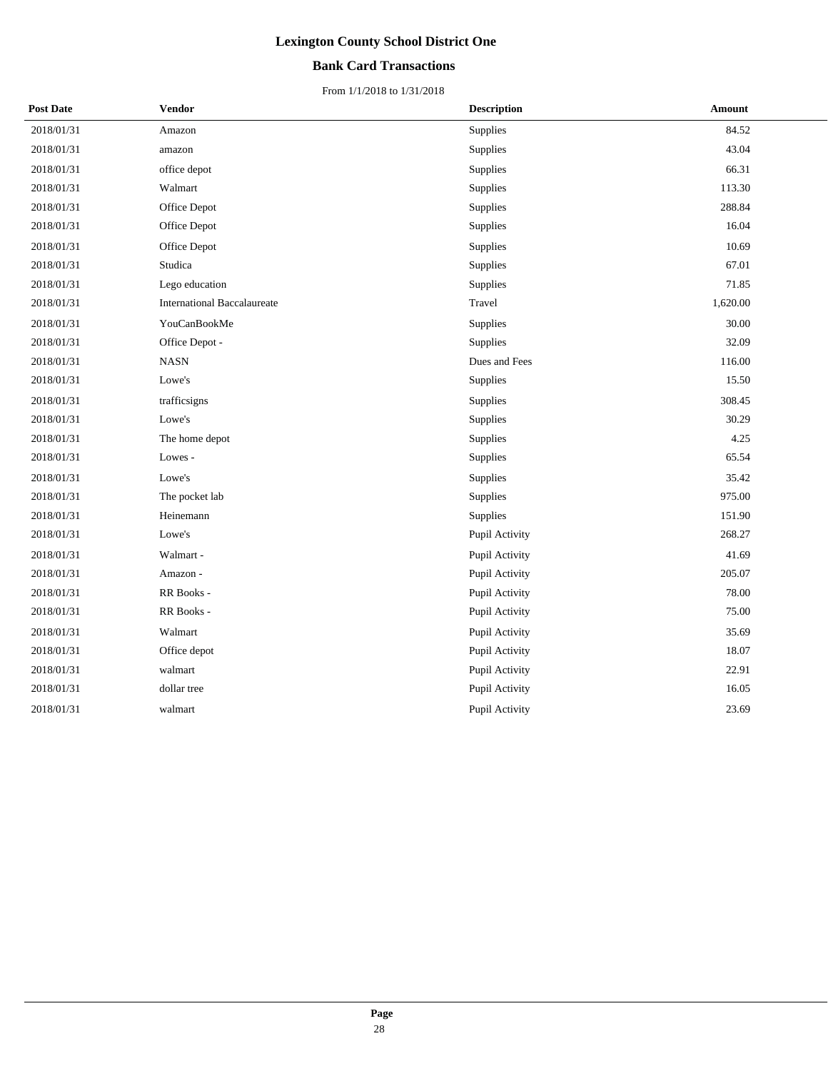# Lexington County School District One

## Bank Card Transactions

From 1/1/2018 to 1/31/2018

| Post Date | Vendor | Description | Amount |
|---|---|---|---|
| 2018/01/31 | Amazon | Supplies | 84.52 |
| 2018/01/31 | amazon | Supplies | 43.04 |
| 2018/01/31 | office depot | Supplies | 66.31 |
| 2018/01/31 | Walmart | Supplies | 113.30 |
| 2018/01/31 | Office Depot | Supplies | 288.84 |
| 2018/01/31 | Office Depot | Supplies | 16.04 |
| 2018/01/31 | Office Depot | Supplies | 10.69 |
| 2018/01/31 | Studica | Supplies | 67.01 |
| 2018/01/31 | Lego education | Supplies | 71.85 |
| 2018/01/31 | International Baccalaureate | Travel | 1,620.00 |
| 2018/01/31 | YouCanBookMe | Supplies | 30.00 |
| 2018/01/31 | Office Depot - | Supplies | 32.09 |
| 2018/01/31 | NASN | Dues and Fees | 116.00 |
| 2018/01/31 | Lowe's | Supplies | 15.50 |
| 2018/01/31 | trafficsigns | Supplies | 308.45 |
| 2018/01/31 | Lowe's | Supplies | 30.29 |
| 2018/01/31 | The home depot | Supplies | 4.25 |
| 2018/01/31 | Lowes - | Supplies | 65.54 |
| 2018/01/31 | Lowe's | Supplies | 35.42 |
| 2018/01/31 | The pocket lab | Supplies | 975.00 |
| 2018/01/31 | Heinemann | Supplies | 151.90 |
| 2018/01/31 | Lowe's | Pupil Activity | 268.27 |
| 2018/01/31 | Walmart - | Pupil Activity | 41.69 |
| 2018/01/31 | Amazon - | Pupil Activity | 205.07 |
| 2018/01/31 | RR Books - | Pupil Activity | 78.00 |
| 2018/01/31 | RR Books - | Pupil Activity | 75.00 |
| 2018/01/31 | Walmart | Pupil Activity | 35.69 |
| 2018/01/31 | Office depot | Pupil Activity | 18.07 |
| 2018/01/31 | walmart | Pupil Activity | 22.91 |
| 2018/01/31 | dollar tree | Pupil Activity | 16.05 |
| 2018/01/31 | walmart | Pupil Activity | 23.69 |